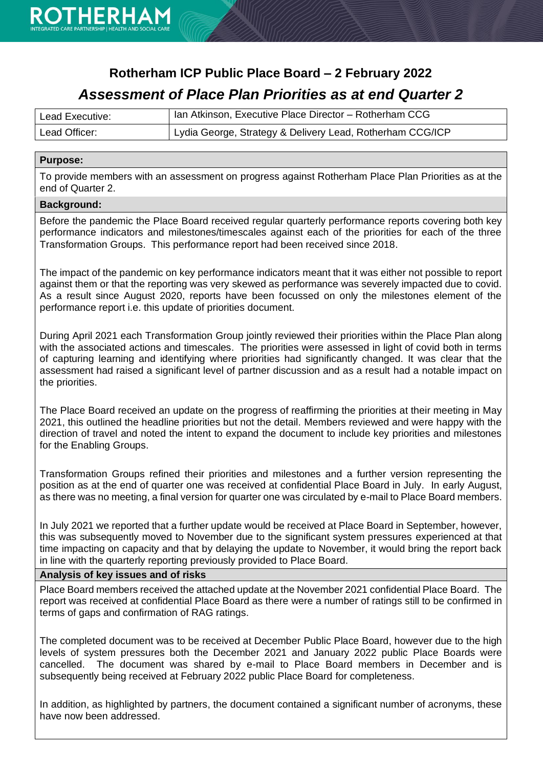# Rotherham ICP Public Place Board – 2 February 2022

## *Assessment of Place Plan Priorities as at end Quarter 2*

| Lead Executive: | Ian Atkinson, Executive Place Director – Rotherham CCG |
|---|---|
| Lead Officer: | Lydia George, Strategy & Delivery Lead, Rotherham CCG/ICP |

**Purpose:**

To provide members with an assessment on progress against Rotherham Place Plan Priorities as at the end of Quarter 2.

**Background:**

Before the pandemic the Place Board received regular quarterly performance reports covering both key performance indicators and milestones/timescales against each of the priorities for each of the three Transformation Groups. This performance report had been received since 2018.

The impact of the pandemic on key performance indicators meant that it was either not possible to report against them or that the reporting was very skewed as performance was severely impacted due to covid. As a result since August 2020, reports have been focussed on only the milestones element of the performance report i.e. this update of priorities document.

During April 2021 each Transformation Group jointly reviewed their priorities within the Place Plan along with the associated actions and timescales. The priorities were assessed in light of covid both in terms of capturing learning and identifying where priorities had significantly changed. It was clear that the assessment had raised a significant level of partner discussion and as a result had a notable impact on the priorities.

The Place Board received an update on the progress of reaffirming the priorities at their meeting in May 2021, this outlined the headline priorities but not the detail. Members reviewed and were happy with the direction of travel and noted the intent to expand the document to include key priorities and milestones for the Enabling Groups.

Transformation Groups refined their priorities and milestones and a further version representing the position as at the end of quarter one was received at confidential Place Board in July. In early August, as there was no meeting, a final version for quarter one was circulated by e-mail to Place Board members.

In July 2021 we reported that a further update would be received at Place Board in September, however, this was subsequently moved to November due to the significant system pressures experienced at that time impacting on capacity and that by delaying the update to November, it would bring the report back in line with the quarterly reporting previously provided to Place Board.

**Analysis of key issues and of risks**

Place Board members received the attached update at the November 2021 confidential Place Board. The report was received at confidential Place Board as there were a number of ratings still to be confirmed in terms of gaps and confirmation of RAG ratings.

The completed document was to be received at December Public Place Board, however due to the high levels of system pressures both the December 2021 and January 2022 public Place Boards were cancelled. The document was shared by e-mail to Place Board members in December and is subsequently being received at February 2022 public Place Board for completeness.

In addition, as highlighted by partners, the document contained a significant number of acronyms, these have now been addressed.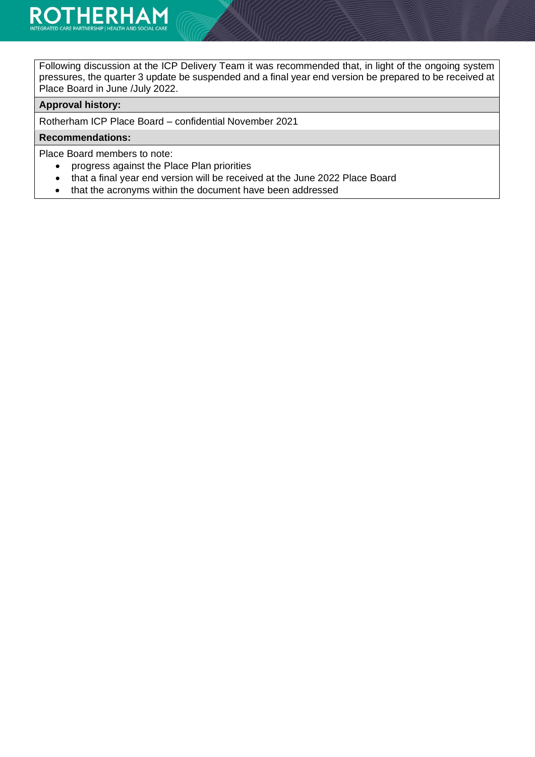Following discussion at the ICP Delivery Team it was recommended that, in light of the ongoing system pressures, the quarter 3 update be suspended and a final year end version be prepared to be received at Place Board in June /July 2022.

**Approval history:**

Rotherham ICP Place Board – confidential November 2021

**Recommendations:**

Place Board members to note:

- progress against the Place Plan priorities
- that a final year end version will be received at the June 2022 Place Board
- that the acronyms within the document have been addressed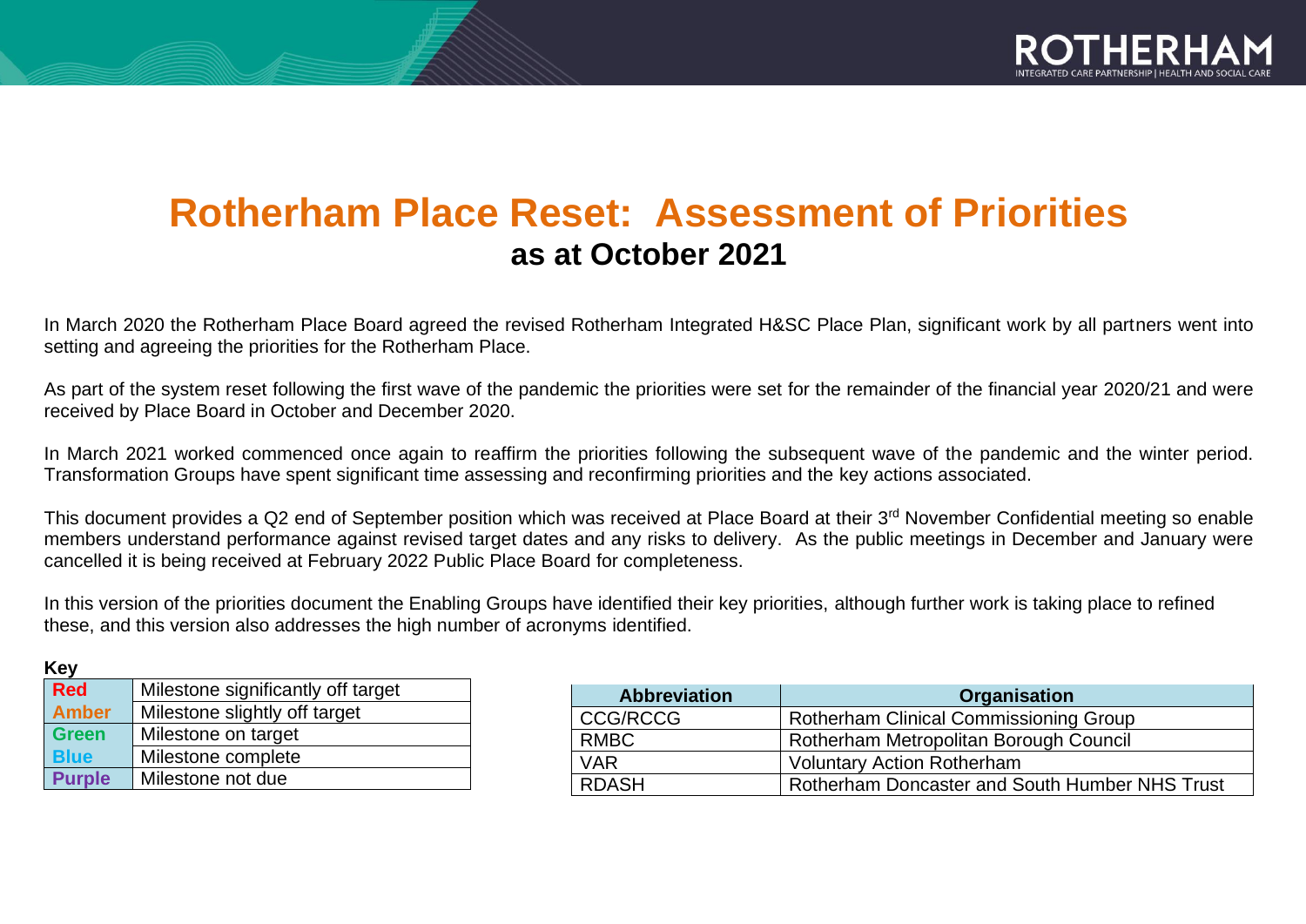# Rotherham Place Reset: Assessment of Priorities

## as at October 2021

In March 2020 the Rotherham Place Board agreed the revised Rotherham Integrated H&SC Place Plan, significant work by all partners went into setting and agreeing the priorities for the Rotherham Place.

As part of the system reset following the first wave of the pandemic the priorities were set for the remainder of the financial year 2020/21 and were received by Place Board in October and December 2020.

In March 2021 worked commenced once again to reaffirm the priorities following the subsequent wave of the pandemic and the winter period. Transformation Groups have spent significant time assessing and reconfirming priorities and the key actions associated.

This document provides a Q2 end of September position which was received at Place Board at their 3rd November Confidential meeting so enable members understand performance against revised target dates and any risks to delivery. As the public meetings in December and January were cancelled it is being received at February 2022 Public Place Board for completeness.

In this version of the priorities document the Enabling Groups have identified their key priorities, although further work is taking place to refined these, and this version also addresses the high number of acronyms identified.

**Key**

| | |
|---|---|
| **Red** | Milestone significantly off target |
| **Amber** | Milestone slightly off target |
| **Green** | Milestone on target |
| **Blue** | Milestone complete |
| **Purple** | Milestone not due |

| Abbreviation | Organisation |
|---|---|
| CCG/RCCG | Rotherham Clinical Commissioning Group |
| RMBC | Rotherham Metropolitan Borough Council |
| VAR | Voluntary Action Rotherham |
| RDASH | Rotherham Doncaster and South Humber NHS Trust |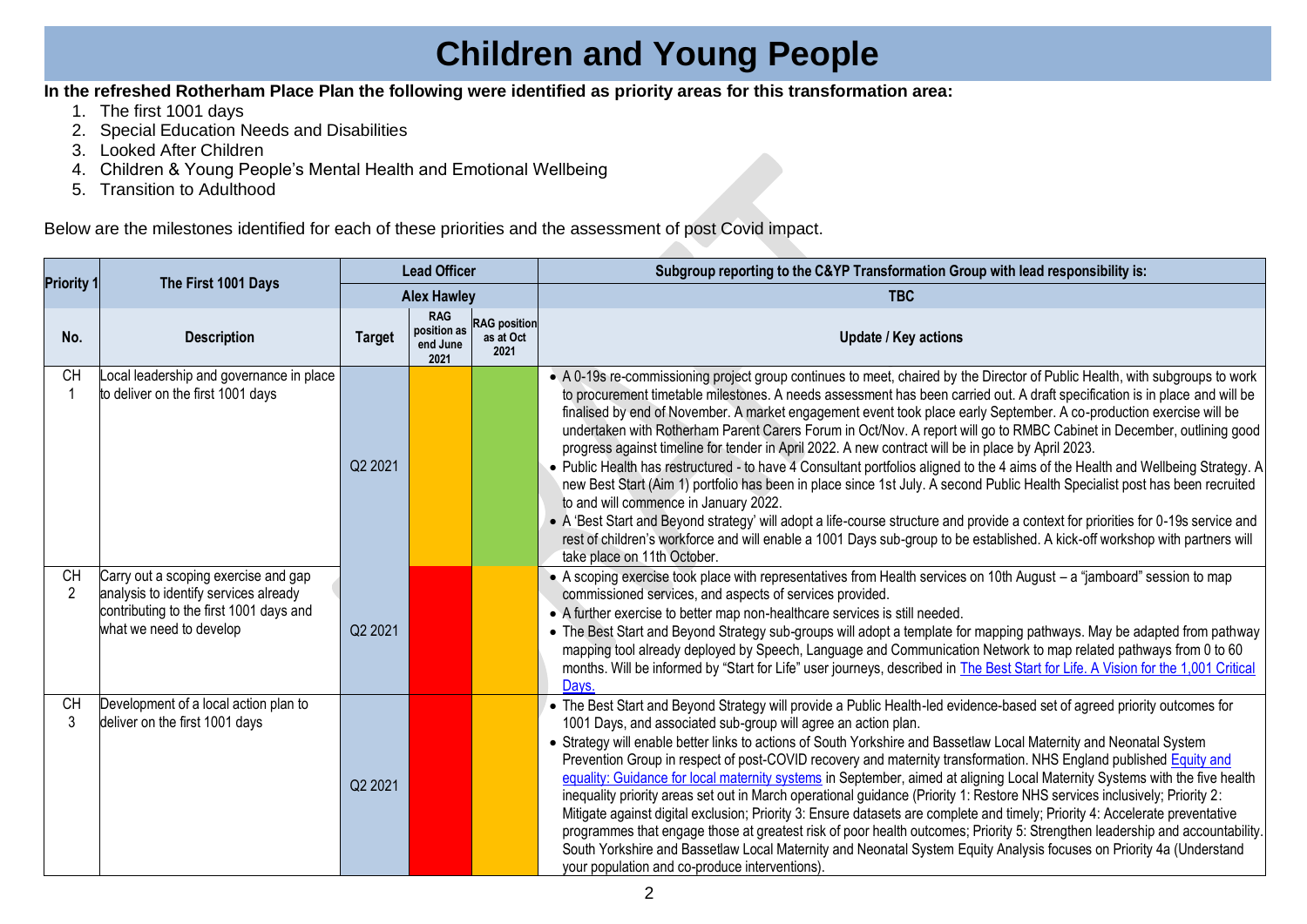# Children and Young People

**In the refreshed Rotherham Place Plan the following were identified as priority areas for this transformation area:**

1. The first 1001 days
2. Special Education Needs and Disabilities
3. Looked After Children
4. Children & Young People's Mental Health and Emotional Wellbeing
5. Transition to Adulthood

Below are the milestones identified for each of these priorities and the assessment of post Covid impact.

| Priority 1 | The First 1001 Days | Lead Officer | | | Subgroup reporting to the C&YP Transformation Group with lead responsibility is: |
|---|---|---|---|---|---|
| | | Alex Hawley | | | TBC |
| **No.** | **Description** | **Target** | **RAG position as end June 2021** | **RAG position as at Oct 2021** | **Update / Key actions** |
| CH 1 | Local leadership and governance in place to deliver on the first 1001 days | Q2 2021 | Amber | Green | • A 0-19s re-commissioning project group continues to meet, chaired by the Director of Public Health, with subgroups to work to procurement timetable milestones. A needs assessment has been carried out. A draft specification is in place and will be finalised by end of November. A market engagement event took place early September. A co-production exercise will be undertaken with Rotherham Parent Carers Forum in Oct/Nov. A report will go to RMBC Cabinet in December, outlining good progress against timeline for tender in April 2022. A new contract will be in place by April 2023.<br>• Public Health has restructured - to have 4 Consultant portfolios aligned to the 4 aims of the Health and Wellbeing Strategy. A new Best Start (Aim 1) portfolio has been in place since 1st July. A second Public Health Specialist post has been recruited to and will commence in January 2022.<br>• A 'Best Start and Beyond strategy' will adopt a life-course structure and provide a context for priorities for 0-19s service and rest of children's workforce and will enable a 1001 Days sub-group to be established. A kick-off workshop with partners will take place on 11th October. |
| CH 2 | Carry out a scoping exercise and gap analysis to identify services already contributing to the first 1001 days and what we need to develop | Q2 2021 | Red | Amber | • A scoping exercise took place with representatives from Health services on 10th August – a "jamboard" session to map commissioned services, and aspects of services provided.<br>• A further exercise to better map non-healthcare services is still needed.<br>• The Best Start and Beyond Strategy sub-groups will adopt a template for mapping pathways. May be adapted from pathway mapping tool already deployed by Speech, Language and Communication Network to map related pathways from 0 to 60 months. Will be informed by "Start for Life" user journeys, described in The Best Start for Life. A Vision for the 1,001 Critical Days. |
| CH 3 | Development of a local action plan to deliver on the first 1001 days | Q2 2021 | Red | Amber | • The Best Start and Beyond Strategy will provide a Public Health-led evidence-based set of agreed priority outcomes for 1001 Days, and associated sub-group will agree an action plan.<br>• Strategy will enable better links to actions of South Yorkshire and Bassetlaw Local Maternity and Neonatal System Prevention Group in respect of post-COVID recovery and maternity transformation. NHS England published Equity and equality: Guidance for local maternity systems in September, aimed at aligning Local Maternity Systems with the five health inequality priority areas set out in March operational guidance (Priority 1: Restore NHS services inclusively; Priority 2: Mitigate against digital exclusion; Priority 3: Ensure datasets are complete and timely; Priority 4: Accelerate preventative programmes that engage those at greatest risk of poor health outcomes; Priority 5: Strengthen leadership and accountability. South Yorkshire and Bassetlaw Local Maternity and Neonatal System Equity Analysis focuses on Priority 4a (Understand your population and co-produce interventions). |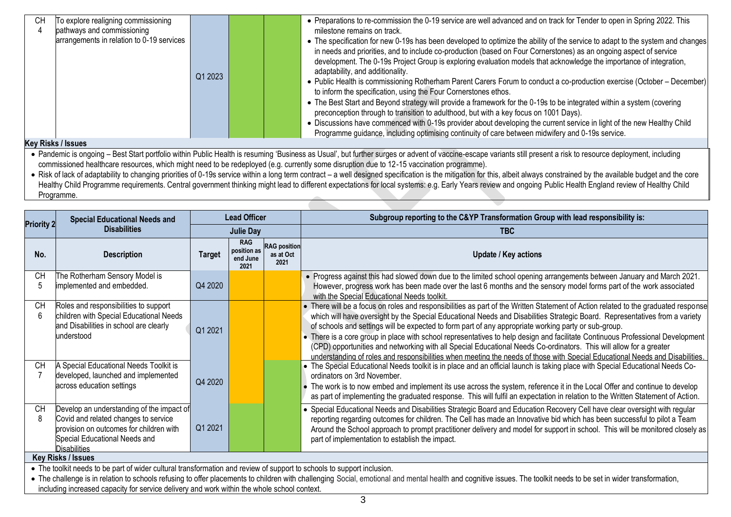| No. | Description | Target | RAG position as end June 2021 | RAG position as at Oct 2021 | Update / Key actions |
|---|---|---|---|---|---|
| CH 4 | To explore realigning commissioning pathways and commissioning arrangements in relation to 0-19 services | Q1 2023 | | | • Preparations to re-commission the 0-19 service are well advanced and on track for Tender to open in Spring 2022. This milestone remains on track.<br>• The specification for new 0-19s has been developed to optimize the ability of the service to adapt to the system and changes in needs and priorities, and to include co-production (based on Four Cornerstones) as an ongoing aspect of service development. The 0-19s Project Group is exploring evaluation models that acknowledge the importance of integration, adaptability, and additionality.<br>• Public Health is commissioning Rotherham Parent Carers Forum to conduct a co-production exercise (October – December) to inform the specification, using the Four Cornerstones ethos.<br>• The Best Start and Beyond strategy will provide a framework for the 0-19s to be integrated within a system (covering preconception through to transition to adulthood, but with a key focus on 1001 Days).<br>• Discussions have commenced with 0-19s provider about developing the current service in light of the new Healthy Child Programme guidance, including optimising continuity of care between midwifery and 0-19s service. |

**Key Risks / Issues**

- Pandemic is ongoing – Best Start portfolio within Public Health is resuming 'Business as Usual', but further surges or advent of vaccine-escape variants still present a risk to resource deployment, including commissioned healthcare resources, which might need to be redeployed (e.g. currently some disruption due to 12-15 vaccination programme).
- Risk of lack of adaptability to changing priorities of 0-19s service within a long term contract – a well designed specification is the mitigation for this, albeit always constrained by the available budget and the core Healthy Child Programme requirements. Central government thinking might lead to different expectations for local systems: e.g. Early Years review and ongoing Public Health England review of Healthy Child Programme.

| Priority 2 | Special Educational Needs and Disabilities | Lead Officer | | | Subgroup reporting to the C&YP Transformation Group with lead responsibility is: |
|---|---|---|---|---|---|
| | | Julie Day | | | TBC |
| **No.** | **Description** | **Target** | **RAG position as end June 2021** | **RAG position as at Oct 2021** | **Update / Key actions** |
| CH 5 | The Rotherham Sensory Model is implemented and embedded. | Q4 2020 | | | • Progress against this had slowed down due to the limited school opening arrangements between January and March 2021. However, progress work has been made over the last 6 months and the sensory model forms part of the work associated with the Special Educational Needs toolkit. |
| CH 6 | Roles and responsibilities to support children with Special Educational Needs and Disabilities in school are clearly understood | Q1 2021 | | | • There will be a focus on roles and responsibilities as part of the Written Statement of Action related to the graduated response which will have oversight by the Special Educational Needs and Disabilities Strategic Board. Representatives from a variety of schools and settings will be expected to form part of any appropriate working party or sub-group.<br>• There is a core group in place with school representatives to help design and facilitate Continuous Professional Development (CPD) opportunities and networking with all Special Educational Needs Co-ordinators. This will allow for a greater understanding of roles and responsibilities when meeting the needs of those with Special Educational Needs and Disabilities. |
| CH 7 | A Special Educational Needs Toolkit is developed, launched and implemented across education settings | Q4 2020 | | | • The Special Educational Needs toolkit is in place and an official launch is taking place with Special Educational Needs Co-ordinators on 3rd November.<br>• The work is to now embed and implement its use across the system, reference it in the Local Offer and continue to develop as part of implementing the graduated response. This will fulfil an expectation in relation to the Written Statement of Action. |
| CH 8 | Develop an understanding of the impact of Covid and related changes to service provision on outcomes for children with Special Educational Needs and Disabilities | Q1 2021 | | | • Special Educational Needs and Disabilities Strategic Board and Education Recovery Cell have clear oversight with regular reporting regarding outcomes for children. The Cell has made an Innovative bid which has been successful to pilot a Team Around the School approach to prompt practitioner delivery and model for support in school. This will be monitored closely as part of implementation to establish the impact. |

**Key Risks / Issues**

- The toolkit needs to be part of wider cultural transformation and review of support to schools to support inclusion.
- The challenge is in relation to schools refusing to offer placements to children with challenging Social, emotional and mental health and cognitive issues. The toolkit needs to be set in wider transformation, including increased capacity for service delivery and work within the whole school context.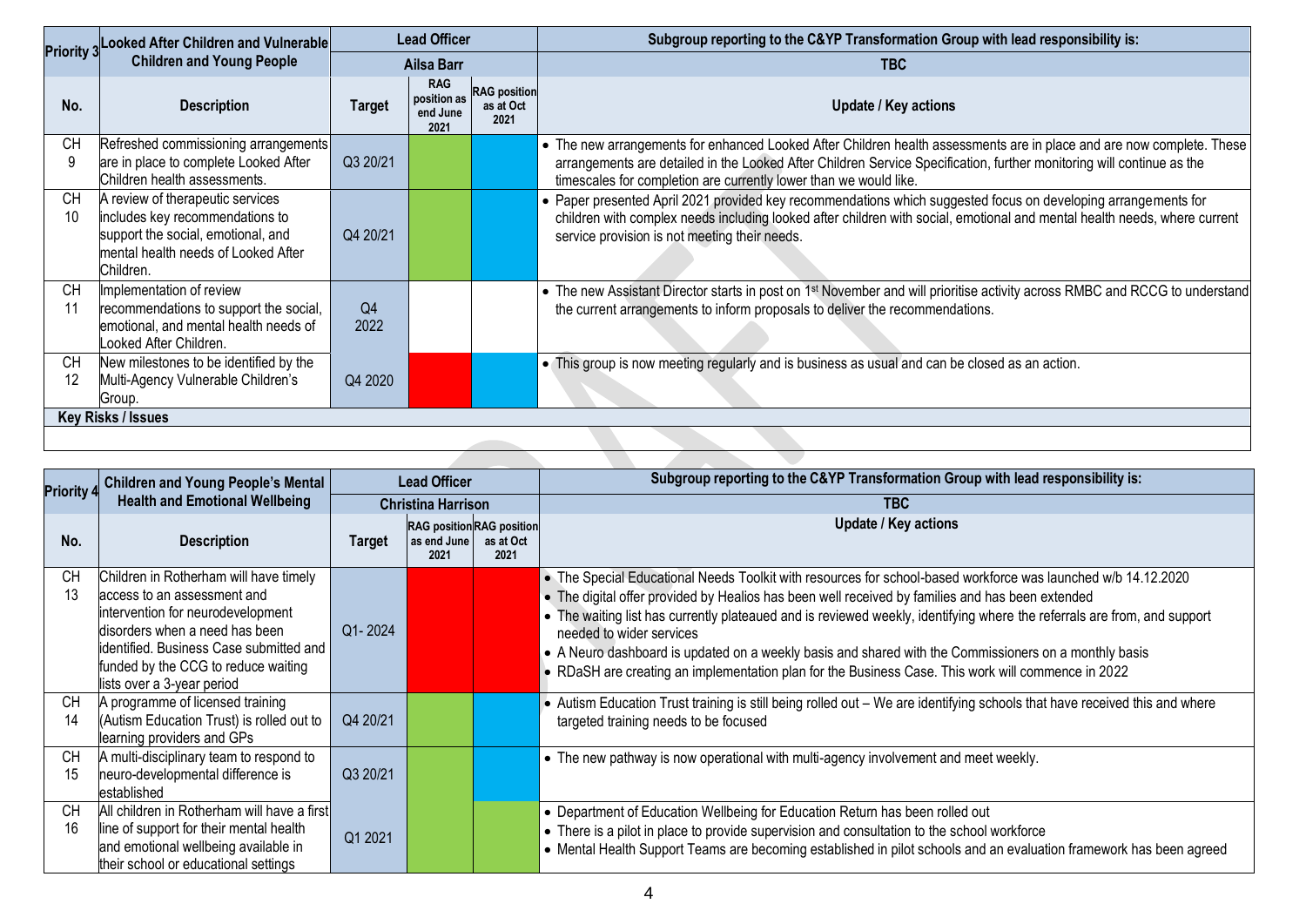| Priority 3 | Looked After Children and Vulnerable Children and Young People | Lead Officer | | | Subgroup reporting to the C&YP Transformation Group with lead responsibility is: |
|---|---|---|---|---|---|
| | | Ailsa Barr | | | TBC |
| **No.** | **Description** | **Target** | **RAG position as end June 2021** | **RAG position as at Oct 2021** | **Update / Key actions** |
| CH 9 | Refreshed commissioning arrangements are in place to complete Looked After Children health assessments. | Q3 20/21 | | | • The new arrangements for enhanced Looked After Children health assessments are in place and are now complete. These arrangements are detailed in the Looked After Children Service Specification, further monitoring will continue as the timescales for completion are currently lower than we would like. |
| CH 10 | A review of therapeutic services includes key recommendations to support the social, emotional, and mental health needs of Looked After Children. | Q4 20/21 | | | • Paper presented April 2021 provided key recommendations which suggested focus on developing arrangements for children with complex needs including looked after children with social, emotional and mental health needs, where current service provision is not meeting their needs. |
| CH 11 | Implementation of review recommendations to support the social, emotional, and mental health needs of Looked After Children. | Q4 2022 | | | • The new Assistant Director starts in post on 1st November and will prioritise activity across RMBC and RCCG to understand the current arrangements to inform proposals to deliver the recommendations. |
| CH 12 | New milestones to be identified by the Multi-Agency Vulnerable Children's Group. | Q4 2020 | | | • This group is now meeting regularly and is business as usual and can be closed as an action. |
| **Key Risks / Issues** | | | | | |
| | | | | | |

| Priority 4 | Children and Young People's Mental Health and Emotional Wellbeing | Lead Officer | | | Subgroup reporting to the C&YP Transformation Group with lead responsibility is: |
|---|---|---|---|---|---|
| | | Christina Harrison | | | TBC |
| **No.** | **Description** | **Target** | **RAG position as end June 2021** | **RAG position as at Oct 2021** | **Update / Key actions** |
| CH 13 | Children in Rotherham will have timely access to an assessment and intervention for neurodevelopment disorders when a need has been identified. Business Case submitted and funded by the CCG to reduce waiting lists over a 3-year period | Q1- 2024 | | | • The Special Educational Needs Toolkit with resources for school-based workforce was launched w/b 14.12.2020<br>• The digital offer provided by Healios has been well received by families and has been extended<br>• The waiting list has currently plateaued and is reviewed weekly, identifying where the referrals are from, and support needed to wider services<br>• A Neuro dashboard is updated on a weekly basis and shared with the Commissioners on a monthly basis<br>• RDaSH are creating an implementation plan for the Business Case. This work will commence in 2022 |
| CH 14 | A programme of licensed training (Autism Education Trust) is rolled out to learning providers and GPs | Q4 20/21 | | | • Autism Education Trust training is still being rolled out – We are identifying schools that have received this and where targeted training needs to be focused |
| CH 15 | A multi-disciplinary team to respond to neuro-developmental difference is established | Q3 20/21 | | | • The new pathway is now operational with multi-agency involvement and meet weekly. |
| CH 16 | All children in Rotherham will have a first line of support for their mental health and emotional wellbeing available in their school or educational settings | Q1 2021 | | | • Department of Education Wellbeing for Education Return has been rolled out<br>• There is a pilot in place to provide supervision and consultation to the school workforce<br>• Mental Health Support Teams are becoming established in pilot schools and an evaluation framework has been agreed |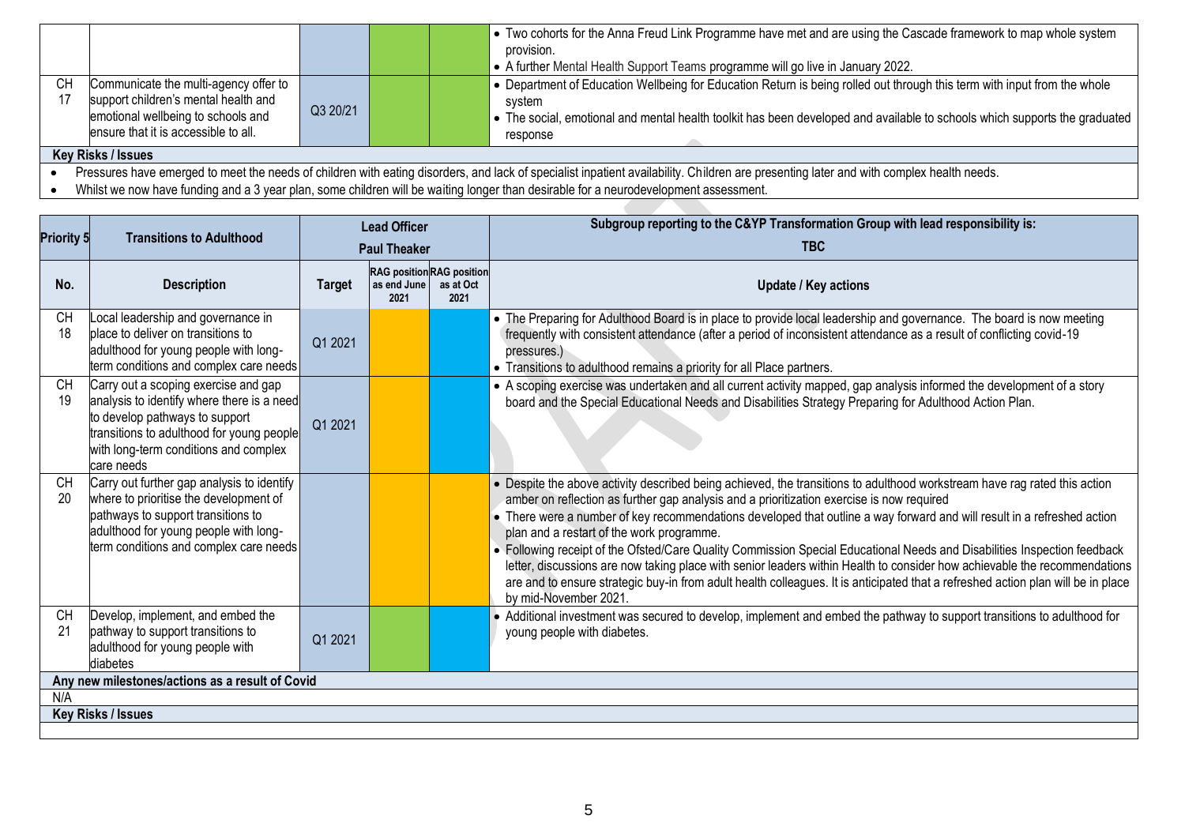| | | | | | Update / Key actions |
|---|---|---|---|---|---|
| | | | | | • Two cohorts for the Anna Freud Link Programme have met and are using the Cascade framework to map whole system provision.<br>• A further Mental Health Support Teams programme will go live in January 2022. |
| CH 17 | Communicate the multi-agency offer to support children's mental health and emotional wellbeing to schools and ensure that it is accessible to all. | Q3 20/21 | | | • Department of Education Wellbeing for Education Return is being rolled out through this term with input from the whole system<br>• The social, emotional and mental health toolkit has been developed and available to schools which supports the graduated response |

**Key Risks / Issues**

- Pressures have emerged to meet the needs of children with eating disorders, and lack of specialist inpatient availability. Children are presenting later and with complex health needs.
- Whilst we now have funding and a 3 year plan, some children will be waiting longer than desirable for a neurodevelopment assessment.

| Priority 5 | Transitions to Adulthood | Lead Officer<br>Paul Theaker | | | Subgroup reporting to the C&YP Transformation Group with lead responsibility is:<br>TBC |
|---|---|---|---|---|---|
| **No.** | **Description** | **Target** | **RAG position as end June 2021** | **RAG position as at Oct 2021** | **Update / Key actions** |
| CH 18 | Local leadership and governance in place to deliver on transitions to adulthood for young people with long-term conditions and complex care needs | Q1 2021 | | | • The Preparing for Adulthood Board is in place to provide local leadership and governance. The board is now meeting frequently with consistent attendance (after a period of inconsistent attendance as a result of conflicting covid-19 pressures.)<br>• Transitions to adulthood remains a priority for all Place partners. |
| CH 19 | Carry out a scoping exercise and gap analysis to identify where there is a need to develop pathways to support transitions to adulthood for young people with long-term conditions and complex care needs | Q1 2021 | | | • A scoping exercise was undertaken and all current activity mapped, gap analysis informed the development of a story board and the Special Educational Needs and Disabilities Strategy Preparing for Adulthood Action Plan. |
| CH 20 | Carry out further gap analysis to identify where to prioritise the development of pathways to support transitions to adulthood for young people with long-term conditions and complex care needs | | | | • Despite the above activity described being achieved, the transitions to adulthood workstream have rag rated this action amber on reflection as further gap analysis and a prioritization exercise is now required<br>• There were a number of key recommendations developed that outline a way forward and will result in a refreshed action plan and a restart of the work programme.<br>• Following receipt of the Ofsted/Care Quality Commission Special Educational Needs and Disabilities Inspection feedback letter, discussions are now taking place with senior leaders within Health to consider how achievable the recommendations are and to ensure strategic buy-in from adult health colleagues. It is anticipated that a refreshed action plan will be in place by mid-November 2021. |
| CH 21 | Develop, implement, and embed the pathway to support transitions to adulthood for young people with diabetes | Q1 2021 | | | • Additional investment was secured to develop, implement and embed the pathway to support transitions to adulthood for young people with diabetes. |

**Any new milestones/actions as a result of Covid**

N/A

**Key Risks / Issues**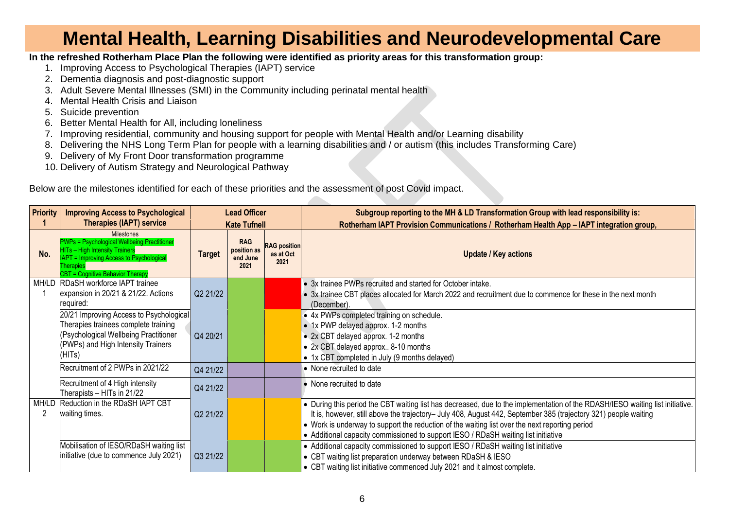# Mental Health, Learning Disabilities and Neurodevelopmental Care

**In the refreshed Rotherham Place Plan the following were identified as priority areas for this transformation group:**

1. Improving Access to Psychological Therapies (IAPT) service
2. Dementia diagnosis and post-diagnostic support
3. Adult Severe Mental Illnesses (SMI) in the Community including perinatal mental health
4. Mental Health Crisis and Liaison
5. Suicide prevention
6. Better Mental Health for All, including loneliness
7. Improving residential, community and housing support for people with Mental Health and/or Learning disability
8. Delivering the NHS Long Term Plan for people with a learning disabilities and / or autism (this includes Transforming Care)
9. Delivery of My Front Door transformation programme
10. Delivery of Autism Strategy and Neurological Pathway

Below are the milestones identified for each of these priorities and the assessment of post Covid impact.

| **Priority 1** | **Improving Access to Psychological Therapies (IAPT) service** | **Lead Officer Kate Tufnell** | | | **Subgroup reporting to the MH & LD Transformation Group with lead responsibility is: Rotherham IAPT Provision Communications / Rotherham Health App – IAPT integration group,** |
|---|---|---|---|---|---|
| **No.** | Milestones<br>PWPs = Psychological Wellbeing Practitioner<br>HITs – High Intensity Trainers<br>IAPT = Improving Access to Psychological Therapies<br>CBT = Cognitive Behavior Therapy | **Target** | **RAG position as end June 2021** | **RAG position as at Oct 2021** | **Update / Key actions** |
| MH/LD 1 | RDaSH workforce IAPT trainee expansion in 20/21 & 21/22. Actions required: | Q2 21/22 | Green | Red | • 3x trainee PWPs recruited and started for October intake.<br>• 3x trainee CBT places allocated for March 2022 and recruitment due to commence for these in the next month (December). |
| | 20/21 Improving Access to Psychological Therapies trainees complete training (Psychological Wellbeing Practitioner (PWPs) and High Intensity Trainers (HITs) | Q4 20/21 | Green | Amber | • 4x PWPs completed training on schedule.<br>• 1x PWP delayed approx. 1-2 months<br>• 2x CBT delayed approx. 1-2 months<br>• 2x CBT delayed approx.. 8-10 months<br>• 1x CBT completed in July (9 months delayed) |
| | Recruitment of 2 PWPs in 2021/22 | Q4 21/22 | Purple | Purple | • None recruited to date |
| | Recruitment of 4 High intensity Therapists – HITs in 21/22 | Q4 21/22 | Purple | Purple | • None recruited to date |
| MH/LD 2 | Reduction in the RDaSH IAPT CBT waiting times. | Q2 21/22 | Amber | Amber | • During this period the CBT waiting list has decreased, due to the implementation of the RDASH/IESO waiting list initiative. It is, however, still above the trajectory– July 408, August 442, September 385 (trajectory 321) people waiting<br>• Work is underway to support the reduction of the waiting list over the next reporting period<br>• Additional capacity commissioned to support IESO / RDaSH waiting list initiative |
| | Mobilisation of IESO/RDaSH waiting list initiative (due to commence July 2021) | Q3 21/22 | Green | Green | • Additional capacity commissioned to support IESO / RDaSH waiting list initiative<br>• CBT waiting list preparation underway between RDaSH & IESO<br>• CBT waiting list initiative commenced July 2021 and it almost complete. |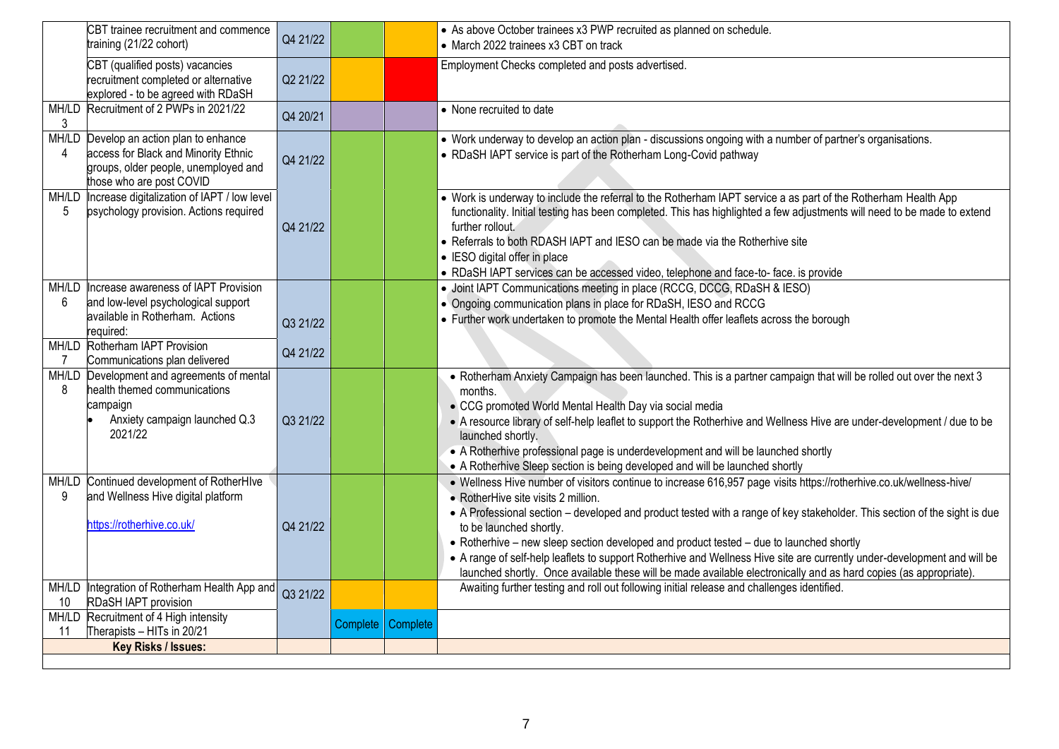| | | | | | |
|---|---|---|---|---|---|
| | CBT trainee recruitment and commence training (21/22 cohort) | Q4 21/22 | | | • As above October trainees x3 PWP recruited as planned on schedule.<br>• March 2022 trainees x3 CBT on track |
| | CBT (qualified posts) vacancies recruitment completed or alternative explored - to be agreed with RDaSH | Q2 21/22 | | | Employment Checks completed and posts advertised. |
| MH/LD 3 | Recruitment of 2 PWPs in 2021/22 | Q4 20/21 | | | • None recruited to date |
| MH/LD 4 | Develop an action plan to enhance access for Black and Minority Ethnic groups, older people, unemployed and those who are post COVID | Q4 21/22 | | | • Work underway to develop an action plan - discussions ongoing with a number of partner's organisations.<br>• RDaSH IAPT service is part of the Rotherham Long-Covid pathway |
| MH/LD 5 | Increase digitalization of IAPT / low level psychology provision. Actions required | Q4 21/22 | | | • Work is underway to include the referral to the Rotherham IAPT service a as part of the Rotherham Health App functionality. Initial testing has been completed. This has highlighted a few adjustments will need to be made to extend further rollout.<br>• Referrals to both RDASH IAPT and IESO can be made via the Rotherhive site<br>• IESO digital offer in place<br>• RDaSH IAPT services can be accessed video, telephone and face-to- face. is provide |
| MH/LD 6 | Increase awareness of IAPT Provision and low-level psychological support available in Rotherham. Actions required: | Q3 21/22 | | | • Joint IAPT Communications meeting in place (RCCG, DCCG, RDaSH & IESO)<br>• Ongoing communication plans in place for RDaSH, IESO and RCCG<br>• Further work undertaken to promote the Mental Health offer leaflets across the borough |
| MH/LD 7 | Rotherham IAPT Provision Communications plan delivered | Q4 21/22 | | | |
| MH/LD 8 | Development and agreements of mental health themed communications campaign<br>• Anxiety campaign launched Q.3 2021/22 | Q3 21/22 | | | • Rotherham Anxiety Campaign has been launched. This is a partner campaign that will be rolled out over the next 3 months.<br>• CCG promoted World Mental Health Day via social media<br>• A resource library of self-help leaflet to support the Rotherhive and Wellness Hive are under-development / due to be launched shortly.<br>• A Rotherhive professional page is underdevelopment and will be launched shortly<br>• A Rotherhive Sleep section is being developed and will be launched shortly |
| MH/LD 9 | Continued development of RotherHIve and Wellness Hive digital platform<br><br>https://rotherhive.co.uk/ | Q4 21/22 | | | • Wellness Hive number of visitors continue to increase 616,957 page visits https://rotherhive.co.uk/wellness-hive/<br>• RotherHive site visits 2 million.<br>• A Professional section – developed and product tested with a range of key stakeholder. This section of the sight is due to be launched shortly.<br>• Rotherhive – new sleep section developed and product tested – due to launched shortly<br>• A range of self-help leaflets to support Rotherhive and Wellness Hive site are currently under-development and will be launched shortly. Once available these will be made available electronically and as hard copies (as appropriate). |
| MH/LD 10 | Integration of Rotherham Health App and RDaSH IAPT provision | Q3 21/22 | | | Awaiting further testing and roll out following initial release and challenges identified. |
| MH/LD 11 | Recruitment of 4 High intensity Therapists – HITs in 20/21 | | Complete | Complete | |
| **Key Risks / Issues:** | | | | | |
| | | | | | |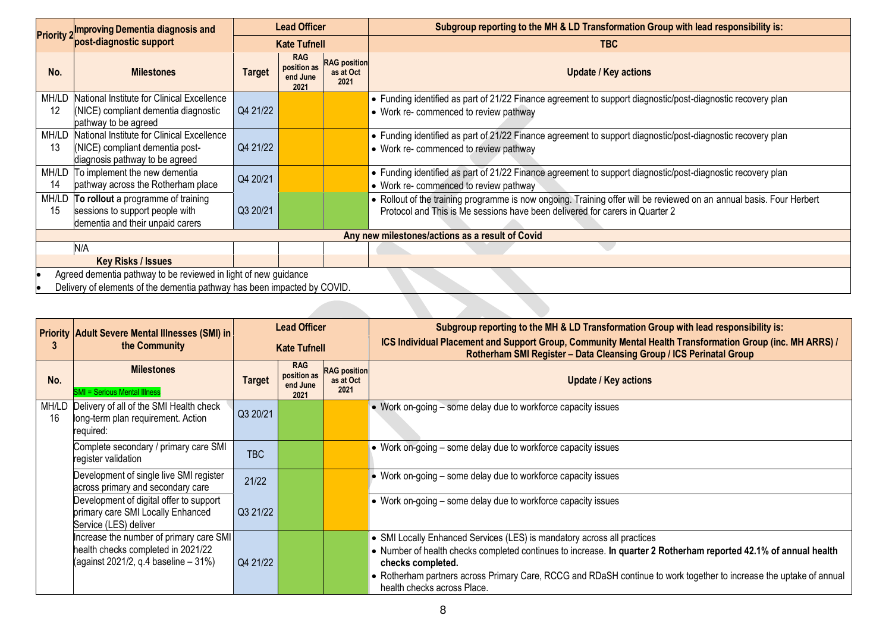| Priority 2 | Improving Dementia diagnosis and post-diagnostic support | Lead Officer | | | Subgroup reporting to the MH & LD Transformation Group with lead responsibility is: |
|---|---|---|---|---|---|
| | | Kate Tufnell | | | TBC |
| No. | Milestones | Target | RAG position as end June 2021 | RAG position as at Oct 2021 | Update / Key actions |
| MH/LD 12 | National Institute for Clinical Excellence (NICE) compliant dementia diagnostic pathway to be agreed | Q4 21/22 | | | • Funding identified as part of 21/22 Finance agreement to support diagnostic/post-diagnostic recovery plan<br>• Work re- commenced to review pathway |
| MH/LD 13 | National Institute for Clinical Excellence (NICE) compliant dementia post-diagnosis pathway to be agreed | Q4 21/22 | | | • Funding identified as part of 21/22 Finance agreement to support diagnostic/post-diagnostic recovery plan<br>• Work re- commenced to review pathway |
| MH/LD 14 | To implement the new dementia pathway across the Rotherham place | Q4 20/21 | | | • Funding identified as part of 21/22 Finance agreement to support diagnostic/post-diagnostic recovery plan<br>• Work re- commenced to review pathway |
| MH/LD 15 | **To rollout** a programme of training sessions to support people with dementia and their unpaid carers | Q3 20/21 | | | • Rollout of the training programme is now ongoing. Training offer will be reviewed on an annual basis. Four Herbert Protocol and This is Me sessions have been delivered for carers in Quarter 2 |
| **Any new milestones/actions as a result of Covid** | | | | | |
| | N/A | | | | |
| | **Key Risks / Issues** | | | | |

- Agreed dementia pathway to be reviewed in light of new guidance
- Delivery of elements of the dementia pathway has been impacted by COVID.

| Priority 3 | Adult Severe Mental Illnesses (SMI) in the Community | Lead Officer | | | Subgroup reporting to the MH & LD Transformation Group with lead responsibility is: |
|---|---|---|---|---|---|
| | | Kate Tufnell | | | ICS Individual Placement and Support Group, Community Mental Health Transformation Group (inc. MH ARRS) / Rotherham SMI Register – Data Cleansing Group / ICS Perinatal Group |
| No. | Milestones<br>SMI = Serious Mental Illness | Target | RAG position as end June 2021 | RAG position as at Oct 2021 | Update / Key actions |
| MH/LD 16 | Delivery of all of the SMI Health check long-term plan requirement. Action required: | Q3 20/21 | | | • Work on-going – some delay due to workforce capacity issues |
| | Complete secondary / primary care SMI register validation | TBC | | | • Work on-going – some delay due to workforce capacity issues |
| | Development of single live SMI register across primary and secondary care | 21/22 | | | • Work on-going – some delay due to workforce capacity issues |
| | Development of digital offer to support primary care SMI Locally Enhanced Service (LES) deliver | Q3 21/22 | | | • Work on-going – some delay due to workforce capacity issues |
| | Increase the number of primary care SMI health checks completed in 2021/22 (against 2021/2, q.4 baseline – 31%) | Q4 21/22 | | | • SMI Locally Enhanced Services (LES) is mandatory across all practices<br>• Number of health checks completed continues to increase. **In quarter 2 Rotherham reported 42.1% of annual health checks completed.**<br>• Rotherham partners across Primary Care, RCCG and RDaSH continue to work together to increase the uptake of annual health checks across Place. |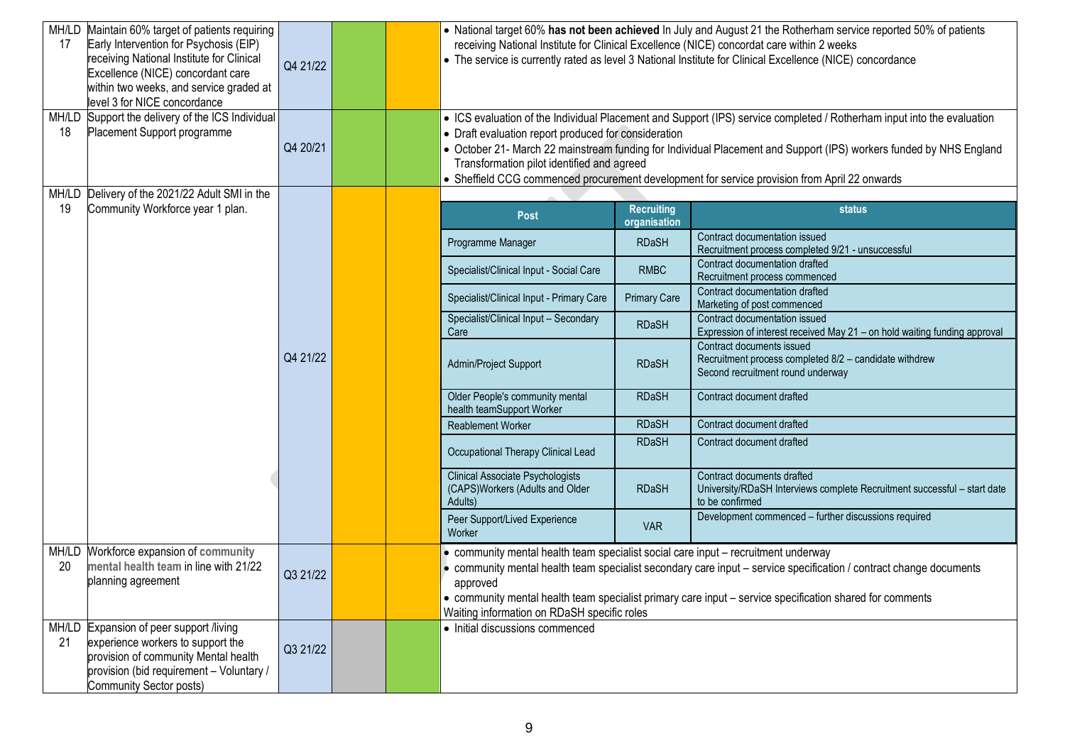| | | | | | |
|---|---|---|---|---|---|
| MH/LD 17 | Maintain 60% target of patients requiring Early Intervention for Psychosis (EIP) receiving National Institute for Clinical Excellence (NICE) concordant care within two weeks, and service graded at level 3 for NICE concordance | Q4 21/22 | | | • National target 60% **has not been achieved** In July and August 21 the Rotherham service reported 50% of patients receiving National Institute for Clinical Excellence (NICE) concordat care within 2 weeks<br>• The service is currently rated as level 3 National Institute for Clinical Excellence (NICE) concordance |
| MH/LD 18 | Support the delivery of the ICS Individual Placement Support programme | Q4 20/21 | | | • ICS evaluation of the Individual Placement and Support (IPS) service completed / Rotherham input into the evaluation<br>• Draft evaluation report produced for consideration<br>• October 21- March 22 mainstream funding for Individual Placement and Support (IPS) workers funded by NHS England Transformation pilot identified and agreed<br>• Sheffield CCG commenced procurement development for service provision from April 22 onwards |
| MH/LD 19 | Delivery of the 2021/22 Adult SMI in the Community Workforce year 1 plan. | Q4 21/22 | | | See table below |
| MH/LD 20 | Workforce expansion of community mental health team in line with 21/22 planning agreement | Q3 21/22 | | | • community mental health team specialist social care input – recruitment underway<br>• community mental health team specialist secondary care input – service specification / contract change documents approved<br>• community mental health team specialist primary care input – service specification shared for comments<br>Waiting information on RDaSH specific roles |
| MH/LD 21 | Expansion of peer support /living experience workers to support the provision of community Mental health provision (bid requirement – Voluntary / Community Sector posts) | Q3 21/22 | | | • Initial discussions commenced |

MH/LD 19 – Delivery of the 2021/22 Adult SMI in the Community Workforce year 1 plan:

| Post | Recruiting organisation | status |
|---|---|---|
| Programme Manager | RDaSH | Contract documentation issued<br>Recruitment process completed 9/21 - unsuccessful |
| Specialist/Clinical Input - Social Care | RMBC | Contract documentation drafted<br>Recruitment process commenced |
| Specialist/Clinical Input - Primary Care | Primary Care | Contract documentation drafted<br>Marketing of post commenced |
| Specialist/Clinical Input – Secondary Care | RDaSH | Contract documentation issued<br>Expression of interest received May 21 – on hold waiting funding approval |
| Admin/Project Support | RDaSH | Contract documents issued<br>Recruitment process completed 8/2 – candidate withdrew<br>Second recruitment round underway |
| Older People's community mental health teamSupport Worker | RDaSH | Contract document drafted |
| Reablement Worker | RDaSH | Contract document drafted |
| Occupational Therapy Clinical Lead | RDaSH | Contract document drafted |
| Clinical Associate Psychologists (CAPS)Workers (Adults and Older Adults) | RDaSH | Contract documents drafted<br>University/RDaSH Interviews complete Recruitment successful – start date to be confirmed |
| Peer Support/Lived Experience Worker | VAR | Development commenced – further discussions required |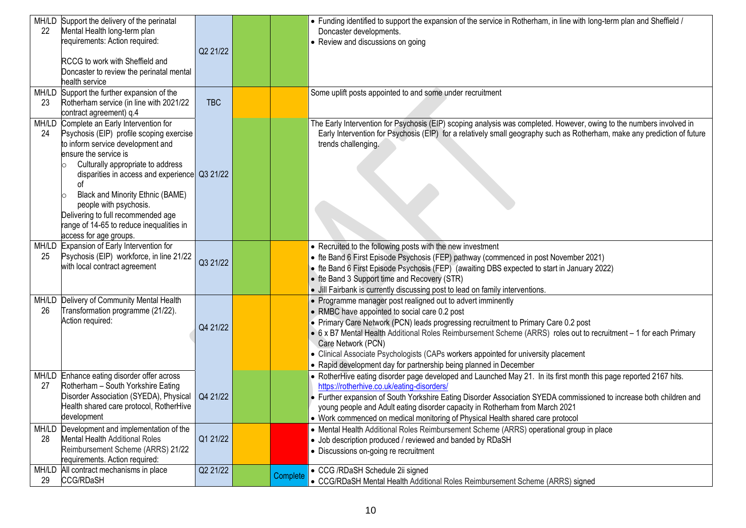| | | | | | |
|---|---|---|---|---|---|
| MH/LD 22 | Support the delivery of the perinatal Mental Health long-term plan requirements: Action required:<br><br>RCCG to work with Sheffield and Doncaster to review the perinatal mental health service | Q2 21/22 | | | • Funding identified to support the expansion of the service in Rotherham, in line with long-term plan and Sheffield / Doncaster developments.<br>• Review and discussions on going |
| MH/LD 23 | Support the further expansion of the Rotherham service (in line with 2021/22 contract agreement) q.4 | TBC | | | Some uplift posts appointed to and some under recruitment |
| MH/LD 24 | Complete an Early Intervention for Psychosis (EIP) profile scoping exercise to inform service development and ensure the service is<br>○ Culturally appropriate to address disparities in access and experience of<br>○ Black and Minority Ethnic (BAME) people with psychosis.<br>Delivering to full recommended age range of 14-65 to reduce inequalities in access for age groups. | Q3 21/22 | | | The Early Intervention for Psychosis (EIP) scoping analysis was completed. However, owing to the numbers involved in Early Intervention for Psychosis (EIP) for a relatively small geography such as Rotherham, make any prediction of future trends challenging. |
| MH/LD 25 | Expansion of Early Intervention for Psychosis (EIP) workforce, in line 21/22 with local contract agreement | Q3 21/22 | | | • Recruited to the following posts with the new investment<br>• fte Band 6 First Episode Psychosis (FEP) pathway (commenced in post November 2021)<br>• fte Band 6 First Episode Psychosis (FEP) (awaiting DBS expected to start in January 2022)<br>• fte Band 3 Support time and Recovery (STR)<br>• Jill Fairbank is currently discussing post to lead on family interventions. |
| MH/LD 26 | Delivery of Community Mental Health Transformation programme (21/22). Action required: | Q4 21/22 | | | • Programme manager post realigned out to advert imminently<br>• RMBC have appointed to social care 0.2 post<br>• Primary Care Network (PCN) leads progressing recruitment to Primary Care 0.2 post<br>• 6 x B7 Mental Health Additional Roles Reimbursement Scheme (ARRS) roles out to recruitment – 1 for each Primary Care Network (PCN)<br>• Clinical Associate Psychologists (CAPs workers appointed for university placement<br>• Rapid development day for partnership being planned in December |
| MH/LD 27 | Enhance eating disorder offer across Rotherham – South Yorkshire Eating Disorder Association (SYEDA), Physical Health shared care protocol, RotherHive development | Q4 21/22 | | | • RotherHive eating disorder page developed and Launched May 21. In its first month this page reported 2167 hits. https://rotherhive.co.uk/eating-disorders/<br>• Further expansion of South Yorkshire Eating Disorder Association SYEDA commissioned to increase both children and young people and Adult eating disorder capacity in Rotherham from March 2021<br>• Work commenced on medical monitoring of Physical Health shared care protocol |
| MH/LD 28 | Development and implementation of the Mental Health Additional Roles Reimbursement Scheme (ARRS) 21/22 requirements. Action required: | Q1 21/22 | | | • Mental Health Additional Roles Reimbursement Scheme (ARRS) operational group in place<br>• Job description produced / reviewed and banded by RDaSH<br>• Discussions on-going re recruitment |
| MH/LD 29 | All contract mechanisms in place CCG/RDaSH | Q2 21/22 | | Complete | • CCG /RDaSH Schedule 2ii signed<br>• CCG/RDaSH Mental Health Additional Roles Reimbursement Scheme (ARRS) signed |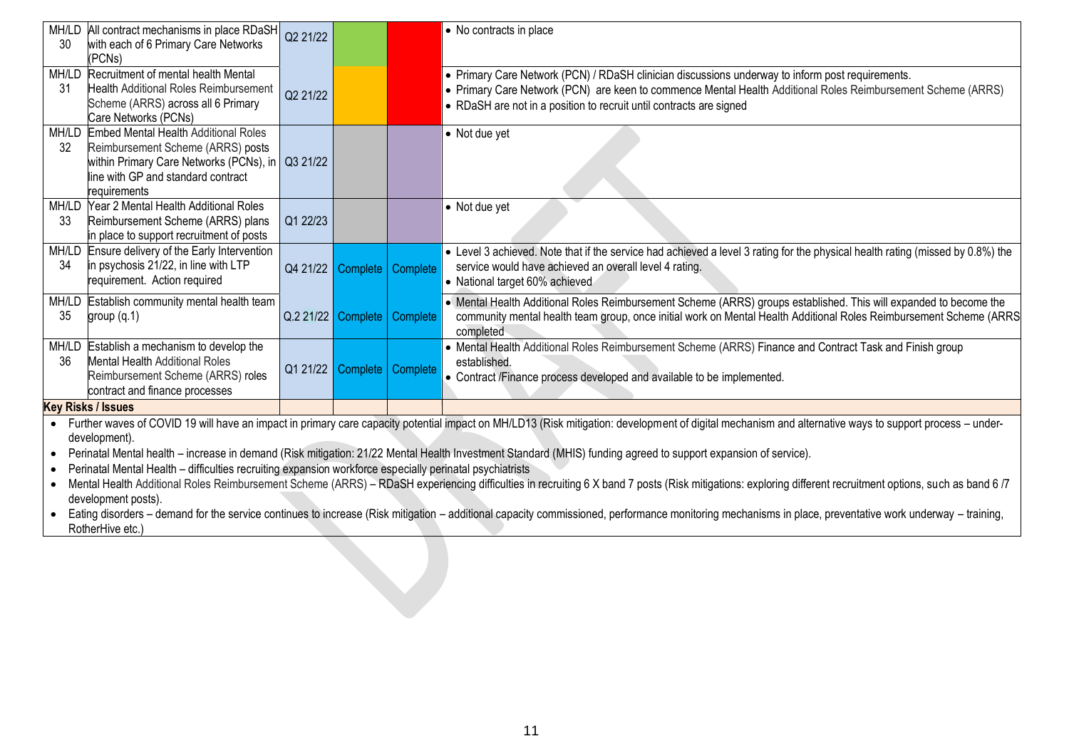| | | | | | |
|---|---|---|---|---|---|
| MH/LD 30 | All contract mechanisms in place RDaSH with each of 6 Primary Care Networks (PCNs) | Q2 21/22 | | | • No contracts in place |
| MH/LD 31 | Recruitment of mental health Mental Health Additional Roles Reimbursement Scheme (ARRS) across all 6 Primary Care Networks (PCNs) | Q2 21/22 | | | • Primary Care Network (PCN) / RDaSH clinician discussions underway to inform post requirements.<br>• Primary Care Network (PCN) are keen to commence Mental Health Additional Roles Reimbursement Scheme (ARRS)<br>• RDaSH are not in a position to recruit until contracts are signed |
| MH/LD 32 | Embed Mental Health Additional Roles Reimbursement Scheme (ARRS) posts within Primary Care Networks (PCNs), in line with GP and standard contract requirements | Q3 21/22 | | | • Not due yet |
| MH/LD 33 | Year 2 Mental Health Additional Roles Reimbursement Scheme (ARRS) plans in place to support recruitment of posts | Q1 22/23 | | | • Not due yet |
| MH/LD 34 | Ensure delivery of the Early Intervention in psychosis 21/22, in line with LTP requirement. Action required | Q4 21/22 | Complete | Complete | • Level 3 achieved. Note that if the service had achieved a level 3 rating for the physical health rating (missed by 0.8%) the service would have achieved an overall level 4 rating.<br>• National target 60% achieved |
| MH/LD 35 | Establish community mental health team group (q.1) | Q.2 21/22 | Complete | Complete | • Mental Health Additional Roles Reimbursement Scheme (ARRS) groups established. This will expanded to become the community mental health team group, once initial work on Mental Health Additional Roles Reimbursement Scheme (ARRS completed |
| MH/LD 36 | Establish a mechanism to develop the Mental Health Additional Roles Reimbursement Scheme (ARRS) roles contract and finance processes | Q1 21/22 | Complete | Complete | • Mental Health Additional Roles Reimbursement Scheme (ARRS) Finance and Contract Task and Finish group established.<br>• Contract /Finance process developed and available to be implemented. |
| **Key Risks / Issues** | | | | | |

- Further waves of COVID 19 will have an impact in primary care capacity potential impact on MH/LD13 (Risk mitigation: development of digital mechanism and alternative ways to support process – under-development).
- Perinatal Mental health – increase in demand (Risk mitigation: 21/22 Mental Health Investment Standard (MHIS) funding agreed to support expansion of service).
- Perinatal Mental Health – difficulties recruiting expansion workforce especially perinatal psychiatrists
- Mental Health Additional Roles Reimbursement Scheme (ARRS) – RDaSH experiencing difficulties in recruiting 6 X band 7 posts (Risk mitigations: exploring different recruitment options, such as band 6 /7 development posts).
- Eating disorders – demand for the service continues to increase (Risk mitigation – additional capacity commissioned, performance monitoring mechanisms in place, preventative work underway – training, RotherHive etc.)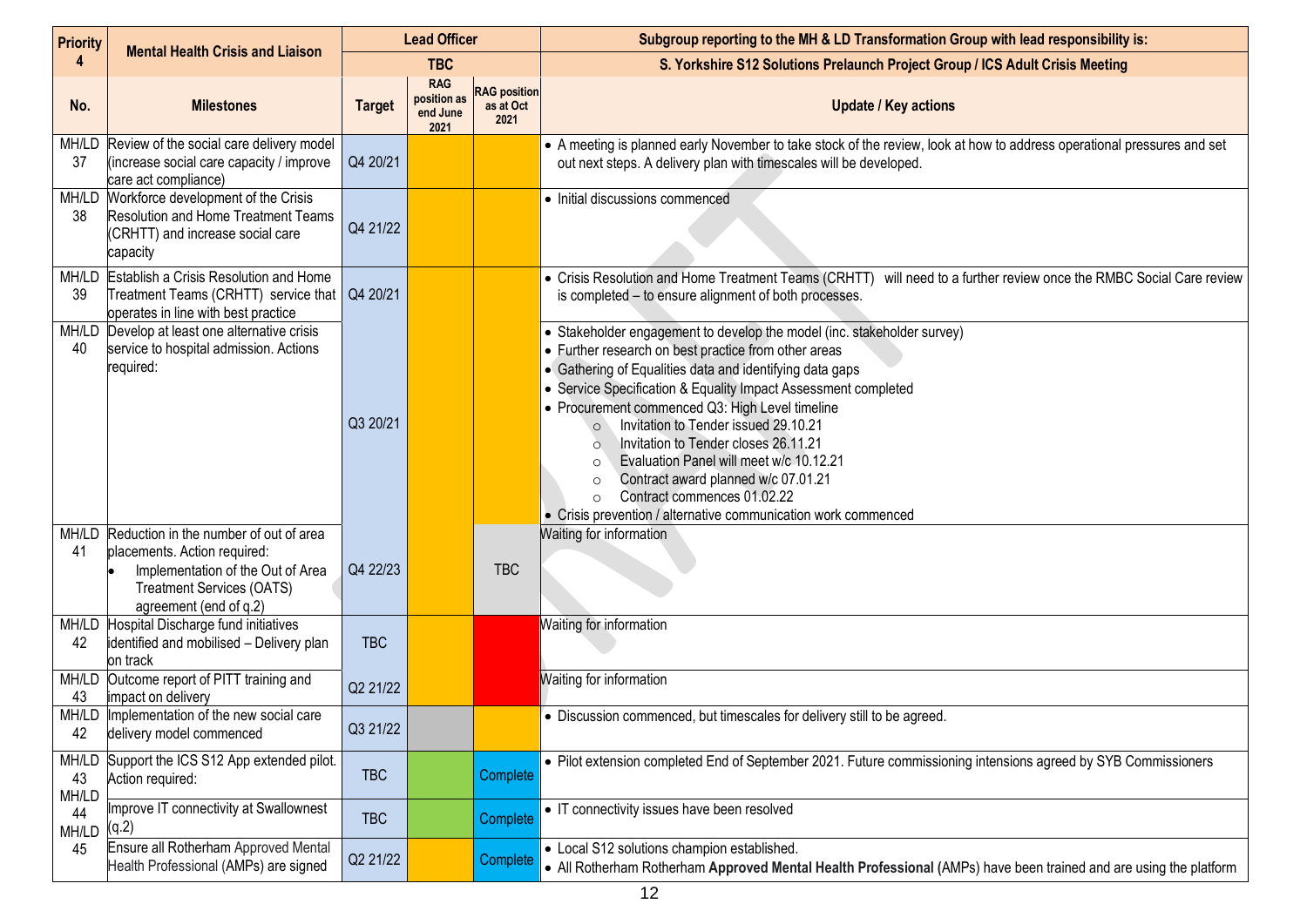| Priority 4 | Mental Health Crisis and Liaison | Lead Officer | | | Subgroup reporting to the MH & LD Transformation Group with lead responsibility is: |
|---|---|---|---|---|---|
| | | TBC | | | S. Yorkshire S12 Solutions Prelaunch Project Group / ICS Adult Crisis Meeting |
| No. | Milestones | Target | RAG position as end June 2021 | RAG position as at Oct 2021 | Update / Key actions |
| MH/LD 37 | Review of the social care delivery model (increase social care capacity / improve care act compliance) | Q4 20/21 | | | • A meeting is planned early November to take stock of the review, look at how to address operational pressures and set out next steps. A delivery plan with timescales will be developed. |
| MH/LD 38 | Workforce development of the Crisis Resolution and Home Treatment Teams (CRHTT) and increase social care capacity | Q4 21/22 | | | • Initial discussions commenced |
| MH/LD 39 | Establish a Crisis Resolution and Home Treatment Teams (CRHTT) service that operates in line with best practice | Q4 20/21 | | | • Crisis Resolution and Home Treatment Teams (CRHTT) will need to a further review once the RMBC Social Care review is completed – to ensure alignment of both processes. |
| MH/LD 40 | Develop at least one alternative crisis service to hospital admission. Actions required: | Q3 20/21 | | | • Stakeholder engagement to develop the model (inc. stakeholder survey)<br>• Further research on best practice from other areas<br>• Gathering of Equalities data and identifying data gaps<br>• Service Specification & Equality Impact Assessment completed<br>• Procurement commenced Q3: High Level timeline<br>○ Invitation to Tender issued 29.10.21<br>○ Invitation to Tender closes 26.11.21<br>○ Evaluation Panel will meet w/c 10.12.21<br>○ Contract award planned w/c 07.01.21<br>○ Contract commences 01.02.22<br>• Crisis prevention / alternative communication work commenced |
| MH/LD 41 | Reduction in the number of out of area placements. Action required:<br>• Implementation of the Out of Area Treatment Services (OATS) agreement (end of q.2) | Q4 22/23 | | TBC | Waiting for information |
| MH/LD 42 | Hospital Discharge fund initiatives identified and mobilised – Delivery plan on track | TBC | | | Waiting for information |
| MH/LD 43 | Outcome report of PITT training and impact on delivery | Q2 21/22 | | | Waiting for information |
| MH/LD 42 | Implementation of the new social care delivery model commenced | Q3 21/22 | | | • Discussion commenced, but timescales for delivery still to be agreed. |
| MH/LD 43 | Support the ICS S12 App extended pilot. Action required: | TBC | | Complete | • Pilot extension completed End of September 2021. Future commissioning intensions agreed by SYB Commissioners |
| MH/LD 44 | Improve IT connectivity at Swallownest (q.2) | TBC | | Complete | • IT connectivity issues have been resolved |
| MH/LD 45 | Ensure all Rotherham Approved Mental Health Professional (AMPs) are signed | Q2 21/22 | | Complete | • Local S12 solutions champion established.<br>• All Rotherham Rotherham **Approved Mental Health Professional** (AMPs) have been trained and are using the platform |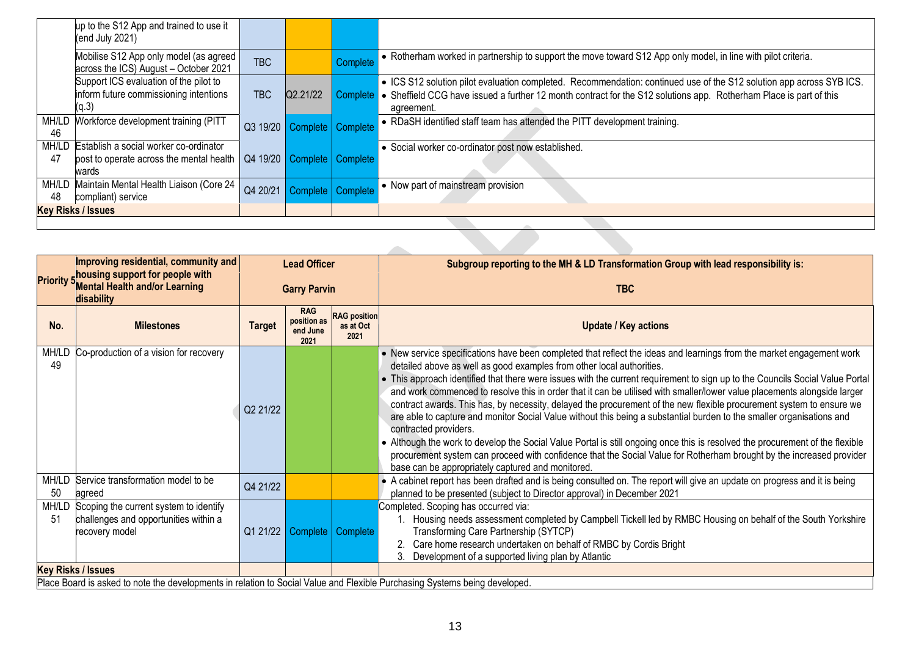| | | | | | |
|---|---|---|---|---|---|
| | up to the S12 App and trained to use it (end July 2021) | | | | |
| | Mobilise S12 App only model (as agreed across the ICS) August – October 2021 | TBC | | Complete | • Rotherham worked in partnership to support the move toward S12 App only model, in line with pilot criteria. |
| | Support ICS evaluation of the pilot to inform future commissioning intentions (q.3) | TBC | Q2.21/22 | Complete | • ICS S12 solution pilot evaluation completed. Recommendation: continued use of the S12 solution app across SYB ICS.<br>• Sheffield CCG have issued a further 12 month contract for the S12 solutions app. Rotherham Place is part of this agreement. |
| MH/LD 46 | Workforce development training (PITT | Q3 19/20 | Complete | Complete | • RDaSH identified staff team has attended the PITT development training. |
| MH/LD 47 | Establish a social worker co-ordinator post to operate across the mental health wards | Q4 19/20 | Complete | Complete | • Social worker co-ordinator post now established. |
| MH/LD 48 | Maintain Mental Health Liaison (Core 24 compliant) service | Q4 20/21 | Complete | Complete | • Now part of mainstream provision |
| **Key Risks / Issues** | | | | | |
| | | | | | |

| Priority 5 | Improving residential, community and housing support for people with Mental Health and/or Learning disability | Lead Officer<br>Garry Parvin | | | Subgroup reporting to the MH & LD Transformation Group with lead responsibility is:<br>TBC |
|---|---|---|---|---|---|
| **No.** | **Milestones** | **Target** | **RAG position as end June 2021** | **RAG position as at Oct 2021** | **Update / Key actions** |
| MH/LD 49 | Co-production of a vision for recovery | Q2 21/22 | | | • New service specifications have been completed that reflect the ideas and learnings from the market engagement work detailed above as well as good examples from other local authorities.<br>• This approach identified that there were issues with the current requirement to sign up to the Councils Social Value Portal and work commenced to resolve this in order that it can be utilised with smaller/lower value placements alongside larger contract awards. This has, by necessity, delayed the procurement of the new flexible procurement system to ensure we are able to capture and monitor Social Value without this being a substantial burden to the smaller organisations and contracted providers.<br>• Although the work to develop the Social Value Portal is still ongoing once this is resolved the procurement of the flexible procurement system can proceed with confidence that the Social Value for Rotherham brought by the increased provider base can be appropriately captured and monitored. |
| MH/LD 50 | Service transformation model to be agreed | Q4 21/22 | | | • A cabinet report has been drafted and is being consulted on. The report will give an update on progress and it is being planned to be presented (subject to Director approval) in December 2021 |
| MH/LD 51 | Scoping the current system to identify challenges and opportunities within a recovery model | Q1 21/22 | Complete | Complete | Completed. Scoping has occurred via:<br>1. Housing needs assessment completed by Campbell Tickell led by RMBC Housing on behalf of the South Yorkshire Transforming Care Partnership (SYTCP)<br>2. Care home research undertaken on behalf of RMBC by Cordis Bright<br>3. Development of a supported living plan by Atlantic |
| **Key Risks / Issues** | | | | | |
| Place Board is asked to note the developments in relation to Social Value and Flexible Purchasing Systems being developed. | | | | | |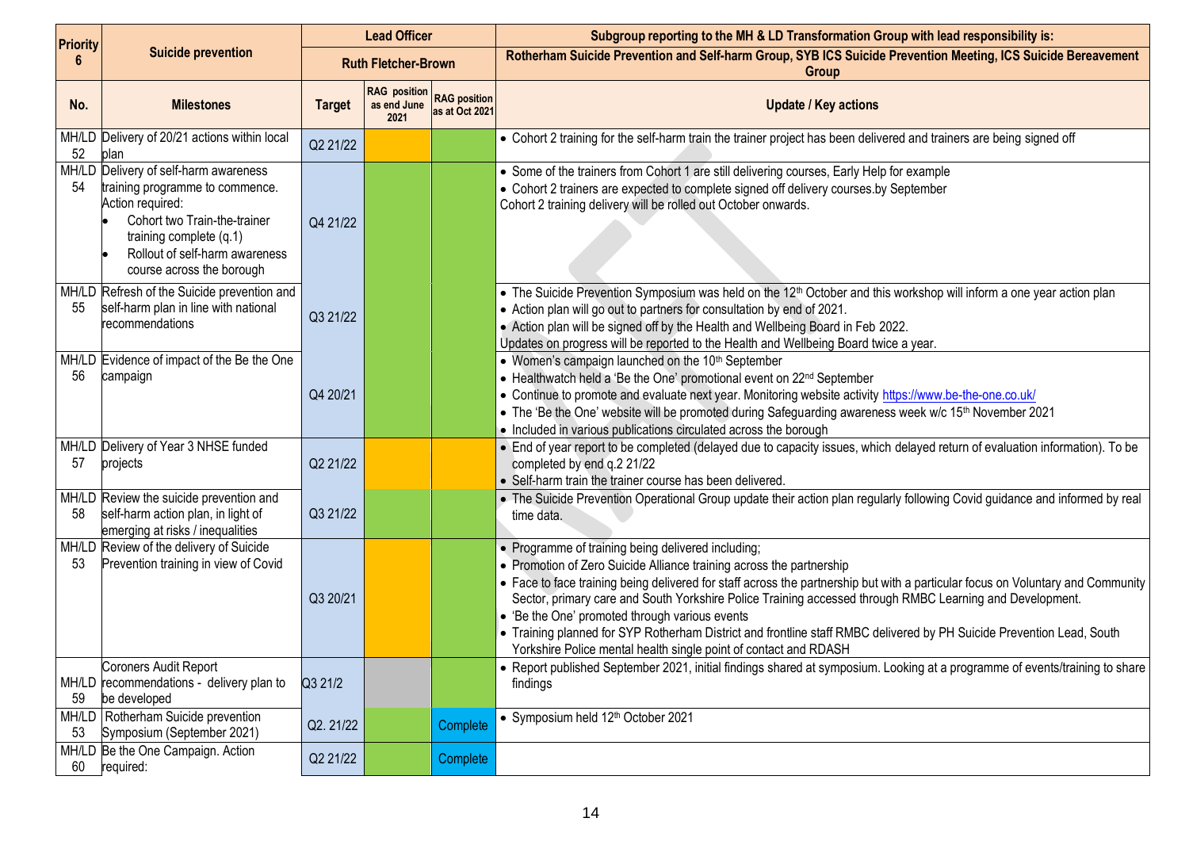| Priority 6 | Suicide prevention | Lead Officer | | | Subgroup reporting to the MH & LD Transformation Group with lead responsibility is: |
|---|---|---|---|---|---|
| | | Ruth Fletcher-Brown | | | Rotherham Suicide Prevention and Self-harm Group, SYB ICS Suicide Prevention Meeting, ICS Suicide Bereavement Group |
| No. | Milestones | Target | RAG position as end June 2021 | RAG position as at Oct 2021 | Update / Key actions |
| MH/LD 52 | Delivery of 20/21 actions within local plan | Q2 21/22 | | | • Cohort 2 training for the self-harm train the trainer project has been delivered and trainers are being signed off |
| MH/LD 54 | Delivery of self-harm awareness training programme to commence. Action required: • Cohort two Train-the-trainer training complete (q.1) • Rollout of self-harm awareness course across the borough | Q4 21/22 | | | • Some of the trainers from Cohort 1 are still delivering courses, Early Help for example • Cohort 2 trainers are expected to complete signed off delivery courses.by September Cohort 2 training delivery will be rolled out October onwards. |
| MH/LD 55 | Refresh of the Suicide prevention and self-harm plan in line with national recommendations | Q3 21/22 | | | • The Suicide Prevention Symposium was held on the 12th October and this workshop will inform a one year action plan • Action plan will go out to partners for consultation by end of 2021. • Action plan will be signed off by the Health and Wellbeing Board in Feb 2022. Updates on progress will be reported to the Health and Wellbeing Board twice a year. |
| MH/LD 56 | Evidence of impact of the Be the One campaign | Q4 20/21 | | | • Women's campaign launched on the 10th September • Healthwatch held a 'Be the One' promotional event on 22nd September • Continue to promote and evaluate next year. Monitoring website activity https://www.be-the-one.co.uk/ • The 'Be the One' website will be promoted during Safeguarding awareness week w/c 15th November 2021 • Included in various publications circulated across the borough |
| MH/LD 57 | Delivery of Year 3 NHSE funded projects | Q2 21/22 | | | • End of year report to be completed (delayed due to capacity issues, which delayed return of evaluation information). To be completed by end q.2 21/22 • Self-harm train the trainer course has been delivered. |
| MH/LD 58 | Review the suicide prevention and self-harm action plan, in light of emerging at risks / inequalities | Q3 21/22 | | | • The Suicide Prevention Operational Group update their action plan regularly following Covid guidance and informed by real time data. |
| MH/LD 53 | Review of the delivery of Suicide Prevention training in view of Covid | Q3 20/21 | | | • Programme of training being delivered including; • Promotion of Zero Suicide Alliance training across the partnership • Face to face training being delivered for staff across the partnership but with a particular focus on Voluntary and Community Sector, primary care and South Yorkshire Police Training accessed through RMBC Learning and Development. • 'Be the One' promoted through various events • Training planned for SYP Rotherham District and frontline staff RMBC delivered by PH Suicide Prevention Lead, South Yorkshire Police mental health single point of contact and RDASH |
| MH/LD 59 | Coroners Audit Report recommendations - delivery plan to be developed | Q3 21/2 | | | • Report published September 2021, initial findings shared at symposium. Looking at a programme of events/training to share findings |
| MH/LD 53 | Rotherham Suicide prevention Symposium (September 2021) | Q2. 21/22 | | Complete | • Symposium held 12th October 2021 |
| MH/LD 60 | Be the One Campaign. Action required: | Q2 21/22 | | Complete | |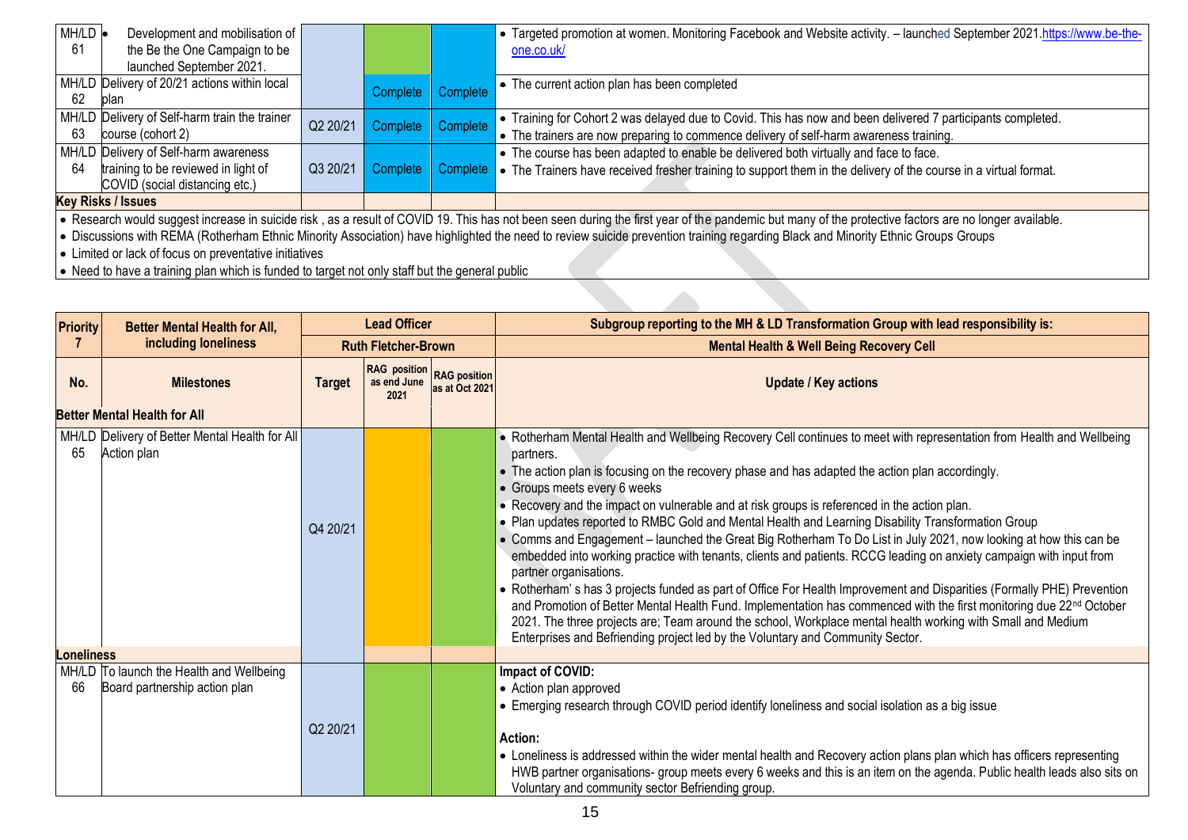| No. | Milestones | Target | RAG position as end June 2021 | RAG position as at Oct 2021 | Update / Key actions |
|---|---|---|---|---|---|
| MH/LD 61 | • Development and mobilisation of the Be the One Campaign to be launched September 2021. | | | | • Targeted promotion at women. Monitoring Facebook and Website activity. – launched September 2021.https://www.be-the-one.co.uk/ |
| MH/LD 62 | Delivery of 20/21 actions within local plan | | Complete | Complete | • The current action plan has been completed |
| MH/LD 63 | Delivery of Self-harm train the trainer course (cohort 2) | Q2 20/21 | Complete | Complete | • Training for Cohort 2 was delayed due to Covid. This has now and been delivered 7 participants completed. • The trainers are now preparing to commence delivery of self-harm awareness training. |
| MH/LD 64 | Delivery of Self-harm awareness training to be reviewed in light of COVID (social distancing etc.) | Q3 20/21 | Complete | Complete | • The course has been adapted to enable be delivered both virtually and face to face. • The Trainers have received fresher training to support them in the delivery of the course in a virtual format. |
| **Key Risks / Issues** | | | | | |

- Research would suggest increase in suicide risk , as a result of COVID 19. This has not been seen during the first year of the pandemic but many of the protective factors are no longer available.
- Discussions with REMA (Rotherham Ethnic Minority Association) have highlighted the need to review suicide prevention training regarding Black and Minority Ethnic Groups Groups
- Limited or lack of focus on preventative initiatives
- Need to have a training plan which is funded to target not only staff but the general public

| Priority 7 | Better Mental Health for All, including loneliness | Lead Officer | | | Subgroup reporting to the MH & LD Transformation Group with lead responsibility is: |
|---|---|---|---|---|---|
| | | Ruth Fletcher-Brown | | | Mental Health & Well Being Recovery Cell |
| No. | Milestones | Target | RAG position as end June 2021 | RAG position as at Oct 2021 | Update / Key actions |
| **Better Mental Health for All** | | | | | |
| MH/LD 65 | Delivery of Better Mental Health for All Action plan | Q4 20/21 | | | • Rotherham Mental Health and Wellbeing Recovery Cell continues to meet with representation from Health and Wellbeing partners. • The action plan is focusing on the recovery phase and has adapted the action plan accordingly. • Groups meets every 6 weeks • Recovery and the impact on vulnerable and at risk groups is referenced in the action plan. • Plan updates reported to RMBC Gold and Mental Health and Learning Disability Transformation Group • Comms and Engagement – launched the Great Big Rotherham To Do List in July 2021, now looking at how this can be embedded into working practice with tenants, clients and patients. RCCG leading on anxiety campaign with input from partner organisations. • Rotherham' s has 3 projects funded as part of Office For Health Improvement and Disparities (Formally PHE) Prevention and Promotion of Better Mental Health Fund. Implementation has commenced with the first monitoring due 22nd October 2021. The three projects are; Team around the school, Workplace mental health working with Small and Medium Enterprises and Befriending project led by the Voluntary and Community Sector. |
| **Loneliness** | | | | | |
| MH/LD 66 | To launch the Health and Wellbeing Board partnership action plan | Q2 20/21 | | | **Impact of COVID:** • Action plan approved • Emerging research through COVID period identify loneliness and social isolation as a big issue **Action:** • Loneliness is addressed within the wider mental health and Recovery action plans plan which has officers representing HWB partner organisations- group meets every 6 weeks and this is an item on the agenda. Public health leads also sits on Voluntary and community sector Befriending group. |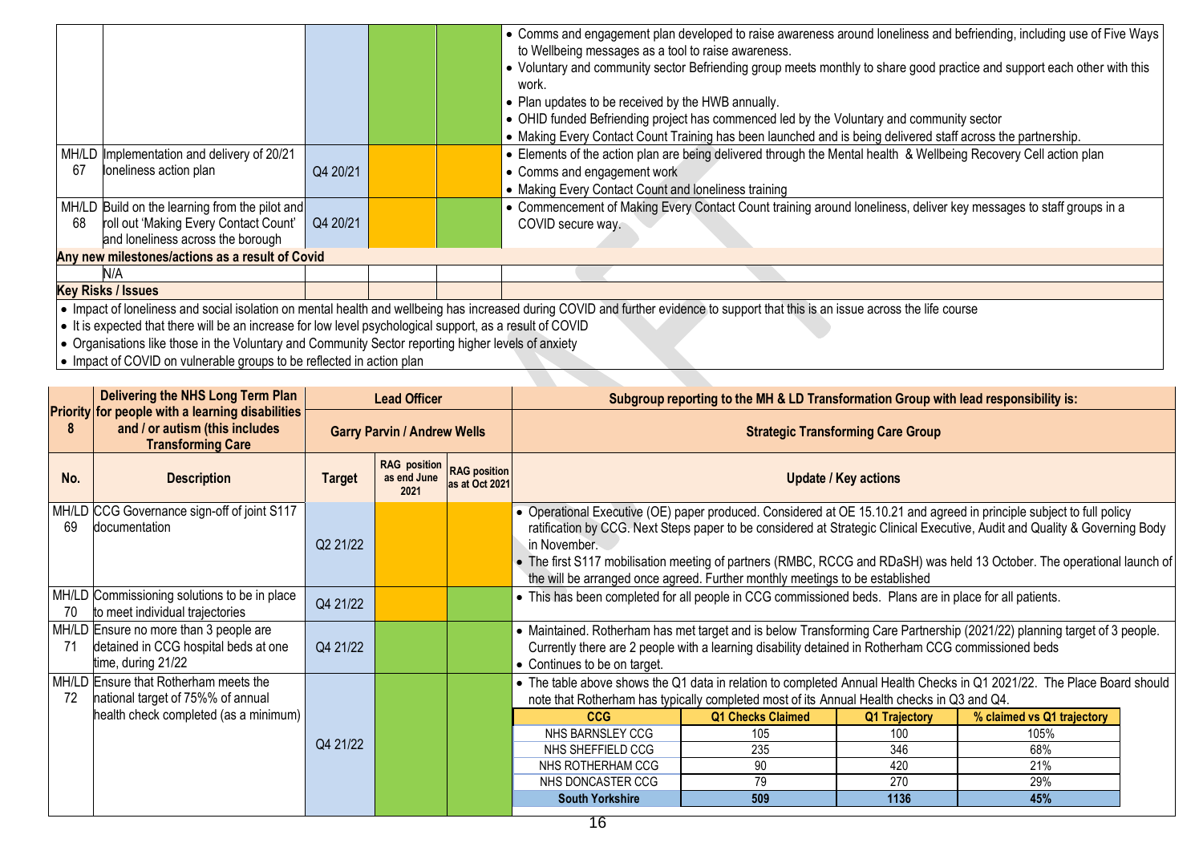| No. | Description | Target | RAG position as end June 2021 | RAG position as at Oct 2021 | Update / Key actions |
|---|---|---|---|---|---|
| | | | | | • Comms and engagement plan developed to raise awareness around loneliness and befriending, including use of Five Ways to Wellbeing messages as a tool to raise awareness.<br>• Voluntary and community sector Befriending group meets monthly to share good practice and support each other with this work.<br>• Plan updates to be received by the HWB annually.<br>• OHID funded Befriending project has commenced led by the Voluntary and community sector<br>• Making Every Contact Count Training has been launched and is being delivered staff across the partnership. |
| MH/LD 67 | Implementation and delivery of 20/21 loneliness action plan | Q4 20/21 | Amber | Green | • Elements of the action plan are being delivered through the Mental health & Wellbeing Recovery Cell action plan<br>• Comms and engagement work<br>• Making Every Contact Count and loneliness training |
| MH/LD 68 | Build on the learning from the pilot and roll out 'Making Every Contact Count' and loneliness across the borough | Q4 20/21 | Amber | Green | • Commencement of Making Every Contact Count training around loneliness, deliver key messages to staff groups in a COVID secure way. |
| **Any new milestones/actions as a result of Covid** | | | | | |
| | N/A | | | | |
| **Key Risks / Issues** | | | | | |

- Impact of loneliness and social isolation on mental health and wellbeing has increased during COVID and further evidence to support that this is an issue across the life course
- It is expected that there will be an increase for low level psychological support, as a result of COVID
- Organisations like those in the Voluntary and Community Sector reporting higher levels of anxiety
- Impact of COVID on vulnerable groups to be reflected in action plan

| Priority 8 | Delivering the NHS Long Term Plan for people with a learning disabilities and / or autism (this includes Transforming Care | Lead Officer | | | Subgroup reporting to the MH & LD Transformation Group with lead responsibility is: |
|---|---|---|---|---|---|
| | | Garry Parvin / Andrew Wells | | | Strategic Transforming Care Group |
| **No.** | **Description** | **Target** | **RAG position as end June 2021** | **RAG position as at Oct 2021** | **Update / Key actions** |
| MH/LD 69 | CCG Governance sign-off of joint S117 documentation | Q2 21/22 | Amber | Amber | • Operational Executive (OE) paper produced. Considered at OE 15.10.21 and agreed in principle subject to full policy ratification by CCG. Next Steps paper to be considered at Strategic Clinical Executive, Audit and Quality & Governing Body in November.<br>• The first S117 mobilisation meeting of partners (RMBC, RCCG and RDaSH) was held 13 October. The operational launch of the will be arranged once agreed. Further monthly meetings to be established |
| MH/LD 70 | Commissioning solutions to be in place to meet individual trajectories | Q4 21/22 | Amber | Green | • This has been completed for all people in CCG commissioned beds. Plans are in place for all patients. |
| MH/LD 71 | Ensure no more than 3 people are detained in CCG hospital beds at one time, during 21/22 | Q4 21/22 | Green | Green | • Maintained. Rotherham has met target and is below Transforming Care Partnership (2021/22) planning target of 3 people. Currently there are 2 people with a learning disability detained in Rotherham CCG commissioned beds<br>• Continues to be on target. |
| MH/LD 72 | Ensure that Rotherham meets the national target of 75%% of annual health check completed (as a minimum) | Q4 21/22 | Green | Green | • The table above shows the Q1 data in relation to completed Annual Health Checks in Q1 2021/22. The Place Board should note that Rotherham has typically completed most of its Annual Health checks in Q3 and Q4. |

| CCG | Q1 Checks Claimed | Q1 Trajectory | % claimed vs Q1 trajectory |
|---|---|---|---|
| NHS BARNSLEY CCG | 105 | 100 | 105% |
| NHS SHEFFIELD CCG | 235 | 346 | 68% |
| NHS ROTHERHAM CCG | 90 | 420 | 21% |
| NHS DONCASTER CCG | 79 | 270 | 29% |
| **South Yorkshire** | **509** | **1136** | **45%** |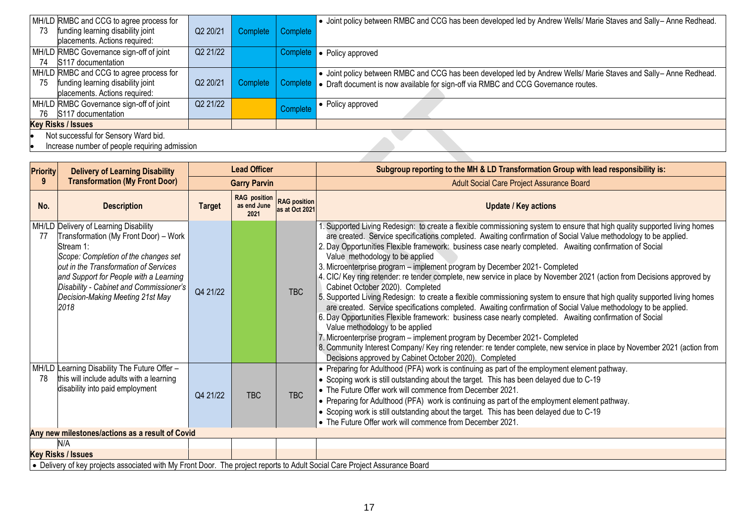| No. | Description | Target | RAG position as end June 2021 | RAG position as at Oct 2021 | Update / Key actions |
|---|---|---|---|---|---|
| MH/LD 73 | RMBC and CCG to agree process for funding learning disability joint placements. Actions required: | Q2 20/21 | Complete | Complete | • Joint policy between RMBC and CCG has been developed led by Andrew Wells/ Marie Staves and Sally– Anne Redhead. |
| MH/LD 74 | RMBC Governance sign-off of joint S117 documentation | Q2 21/22 | | Complete | • Policy approved |
| MH/LD 75 | RMBC and CCG to agree process for funding learning disability joint placements. Actions required: | Q2 20/21 | Complete | Complete | • Joint policy between RMBC and CCG has been developed led by Andrew Wells/ Marie Staves and Sally– Anne Redhead.<br>• Draft document is now available for sign-off via RMBC and CCG Governance routes. |
| MH/LD 76 | RMBC Governance sign-off of joint S117 documentation | Q2 21/22 | | Complete | • Policy approved |
| **Key Risks / Issues** | | | | | |
| • Not successful for Sensory Ward bid.<br>• Increase number of people requiring admission | | | | | |

| Priority 9 | Delivery of Learning Disability Transformation (My Front Door) | Lead Officer | | | Subgroup reporting to the MH & LD Transformation Group with lead responsibility is: |
|---|---|---|---|---|---|
| | | Garry Parvin | | | Adult Social Care Project Assurance Board |
| **No.** | **Description** | **Target** | **RAG position as end June 2021** | **RAG position as at Oct 2021** | **Update / Key actions** |
| MH/LD 77 | Delivery of Learning Disability Transformation (My Front Door) – Work Stream 1:<br>*Scope: Completion of the changes set out in the Transformation of Services and Support for People with a Learning Disability - Cabinet and Commissioner's Decision-Making Meeting 21st May 2018* | Q4 21/22 | | TBC | 1. Supported Living Redesign: to create a flexible commissioning system to ensure that high quality supported living homes are created. Service specifications completed. Awaiting confirmation of Social Value methodology to be applied.<br>2. Day Opportunities Flexible framework: business case nearly completed. Awaiting confirmation of Social Value methodology to be applied<br>3. Microenterprise program – implement program by December 2021- Completed<br>4. CIC/ Key ring retender: re tender complete, new service in place by November 2021 (action from Decisions approved by Cabinet October 2020). Completed<br>5. Supported Living Redesign: to create a flexible commissioning system to ensure that high quality supported living homes are created. Service specifications completed. Awaiting confirmation of Social Value methodology to be applied.<br>6. Day Opportunities Flexible framework: business case nearly completed. Awaiting confirmation of Social Value methodology to be applied<br>7. Microenterprise program – implement program by December 2021- Completed<br>8. Community Interest Company/ Key ring retender: re tender complete, new service in place by November 2021 (action from Decisions approved by Cabinet October 2020). Completed |
| MH/LD 78 | Learning Disability The Future Offer – this will include adults with a learning disability into paid employment | Q4 21/22 | TBC | TBC | • Preparing for Adulthood (PFA) work is continuing as part of the employment element pathway.<br>• Scoping work is still outstanding about the target. This has been delayed due to C-19<br>• The Future Offer work will commence from December 2021.<br>• Preparing for Adulthood (PFA) work is continuing as part of the employment element pathway.<br>• Scoping work is still outstanding about the target. This has been delayed due to C-19<br>• The Future Offer work will commence from December 2021. |
| **Any new milestones/actions as a result of Covid** | | | | | |
| N/A | | | | | |
| **Key Risks / Issues** | | | | | |
| • Delivery of key projects associated with My Front Door. The project reports to Adult Social Care Project Assurance Board | | | | | |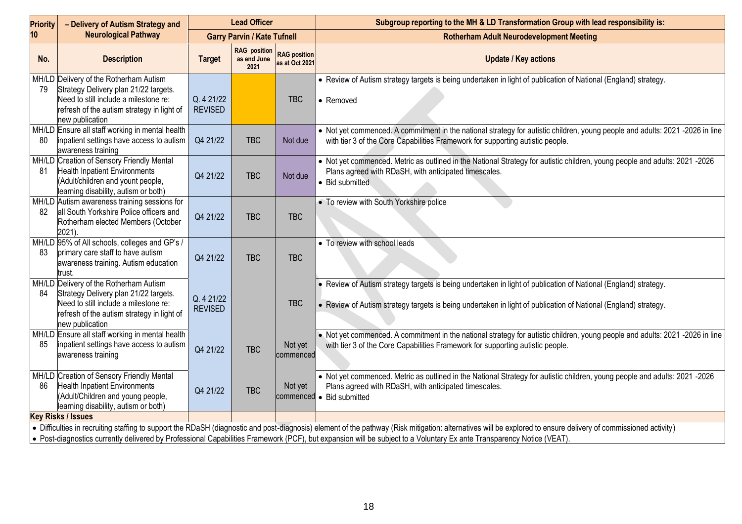| Priority 10 | – Delivery of Autism Strategy and Neurological Pathway | Lead Officer | | | Subgroup reporting to the MH & LD Transformation Group with lead responsibility is: |
|---|---|---|---|---|---|
| | | Garry Parvin / Kate Tufnell | | | Rotherham Adult Neurodevelopment Meeting |
| No. | Description | Target | RAG position as end June 2021 | RAG position as at Oct 2021 | Update / Key actions |
| MH/LD 79 | Delivery of the Rotherham Autism Strategy Delivery plan 21/22 targets. Need to still include a milestone re: refresh of the autism strategy in light of new publication | Q. 4 21/22 REVISED | | TBC | • Review of Autism strategy targets is being undertaken in light of publication of National (England) strategy.<br>• Removed |
| MH/LD 80 | Ensure all staff working in mental health inpatient settings have access to autism awareness training | Q4 21/22 | TBC | Not due | • Not yet commenced. A commitment in the national strategy for autistic children, young people and adults: 2021 -2026 in line with tier 3 of the Core Capabilities Framework for supporting autistic people. |
| MH/LD 81 | Creation of Sensory Friendly Mental Health Inpatient Environments (Adult/children and yount people, learning disability, autism or both) | Q4 21/22 | TBC | Not due | • Not yet commenced. Metric as outlined in the National Strategy for autistic children, young people and adults: 2021 -2026 Plans agreed with RDaSH, with anticipated timescales.<br>• Bid submitted |
| MH/LD 82 | Autism awareness training sessions for all South Yorkshire Police officers and Rotherham elected Members (October 2021). | Q4 21/22 | TBC | TBC | • To review with South Yorkshire police |
| MH/LD 83 | 95% of All schools, colleges and GP's / primary care staff to have autism awareness training. Autism education trust. | Q4 21/22 | TBC | TBC | • To review with school leads |
| MH/LD 84 | Delivery of the Rotherham Autism Strategy Delivery plan 21/22 targets. Need to still include a milestone re: refresh of the autism strategy in light of new publication | Q. 4 21/22 REVISED | | TBC | • Review of Autism strategy targets is being undertaken in light of publication of National (England) strategy.<br>• Review of Autism strategy targets is being undertaken in light of publication of National (England) strategy. |
| MH/LD 85 | Ensure all staff working in mental health inpatient settings have access to autism awareness training | Q4 21/22 | TBC | Not yet commenced | • Not yet commenced. A commitment in the national strategy for autistic children, young people and adults: 2021 -2026 in line with tier 3 of the Core Capabilities Framework for supporting autistic people. |
| MH/LD 86 | Creation of Sensory Friendly Mental Health Inpatient Environments (Adult/Children and young people, learning disability, autism or both) | Q4 21/22 | TBC | Not yet commenced | • Not yet commenced. Metric as outlined in the National Strategy for autistic children, young people and adults: 2021 -2026 Plans agreed with RDaSH, with anticipated timescales.<br>• Bid submitted |
| **Key Risks / Issues** | | | | | |

- Difficulties in recruiting staffing to support the RDaSH (diagnostic and post-diagnosis) element of the pathway (Risk mitigation: alternatives will be explored to ensure delivery of commissioned activity)
- Post-diagnostics currently delivered by Professional Capabilities Framework (PCF), but expansion will be subject to a Voluntary Ex ante Transparency Notice (VEAT).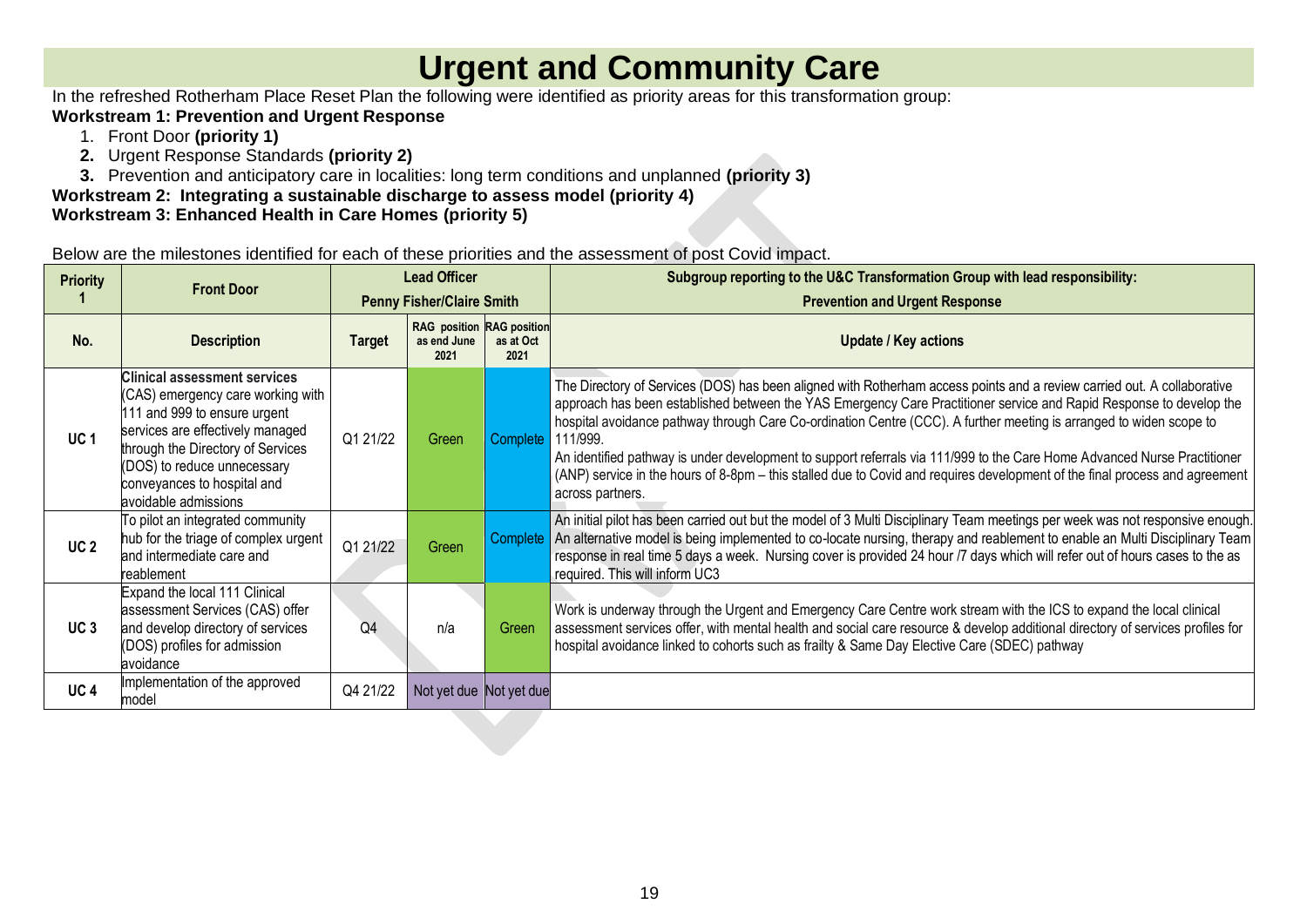# Urgent and Community Care

In the refreshed Rotherham Place Reset Plan the following were identified as priority areas for this transformation group:

**Workstream 1: Prevention and Urgent Response**

1. Front Door **(priority 1)**
2. Urgent Response Standards **(priority 2)**
3. Prevention and anticipatory care in localities: long term conditions and unplanned **(priority 3)**

**Workstream 2: Integrating a sustainable discharge to assess model (priority 4)**

**Workstream 3: Enhanced Health in Care Homes (priority 5)**

Below are the milestones identified for each of these priorities and the assessment of post Covid impact.

| Priority 1 | Front Door | Lead Officer | | | Subgroup reporting to the U&C Transformation Group with lead responsibility: |
|---|---|---|---|---|---|
| | | Penny Fisher/Claire Smith | | | Prevention and Urgent Response |
| **No.** | **Description** | **Target** | **RAG position as end June 2021** | **RAG position as at Oct 2021** | **Update / Key actions** |
| UC 1 | Clinical assessment services (CAS) emergency care working with 111 and 999 to ensure urgent services are effectively managed through the Directory of Services (DOS) to reduce unnecessary conveyances to hospital and avoidable admissions | Q1 21/22 | Green | Complete | The Directory of Services (DOS) has been aligned with Rotherham access points and a review carried out. A collaborative approach has been established between the YAS Emergency Care Practitioner service and Rapid Response to develop the hospital avoidance pathway through Care Co-ordination Centre (CCC). A further meeting is arranged to widen scope to 111/999.<br>An identified pathway is under development to support referrals via 111/999 to the Care Home Advanced Nurse Practitioner (ANP) service in the hours of 8-8pm – this stalled due to Covid and requires development of the final process and agreement across partners. |
| UC 2 | To pilot an integrated community hub for the triage of complex urgent and intermediate care and reablement | Q1 21/22 | Green | Complete | An initial pilot has been carried out but the model of 3 Multi Disciplinary Team meetings per week was not responsive enough. An alternative model is being implemented to co-locate nursing, therapy and reablement to enable an Multi Disciplinary Team response in real time 5 days a week. Nursing cover is provided 24 hour /7 days which will refer out of hours cases to the as required. This will inform UC3 |
| UC 3 | Expand the local 111 Clinical assessment Services (CAS) offer and develop directory of services (DOS) profiles for admission avoidance | Q4 | n/a | Green | Work is underway through the Urgent and Emergency Care Centre work stream with the ICS to expand the local clinical assessment services offer, with mental health and social care resource & develop additional directory of services profiles for hospital avoidance linked to cohorts such as frailty & Same Day Elective Care (SDEC) pathway |
| UC 4 | Implementation of the approved model | Q4 21/22 | Not yet due | Not yet due | |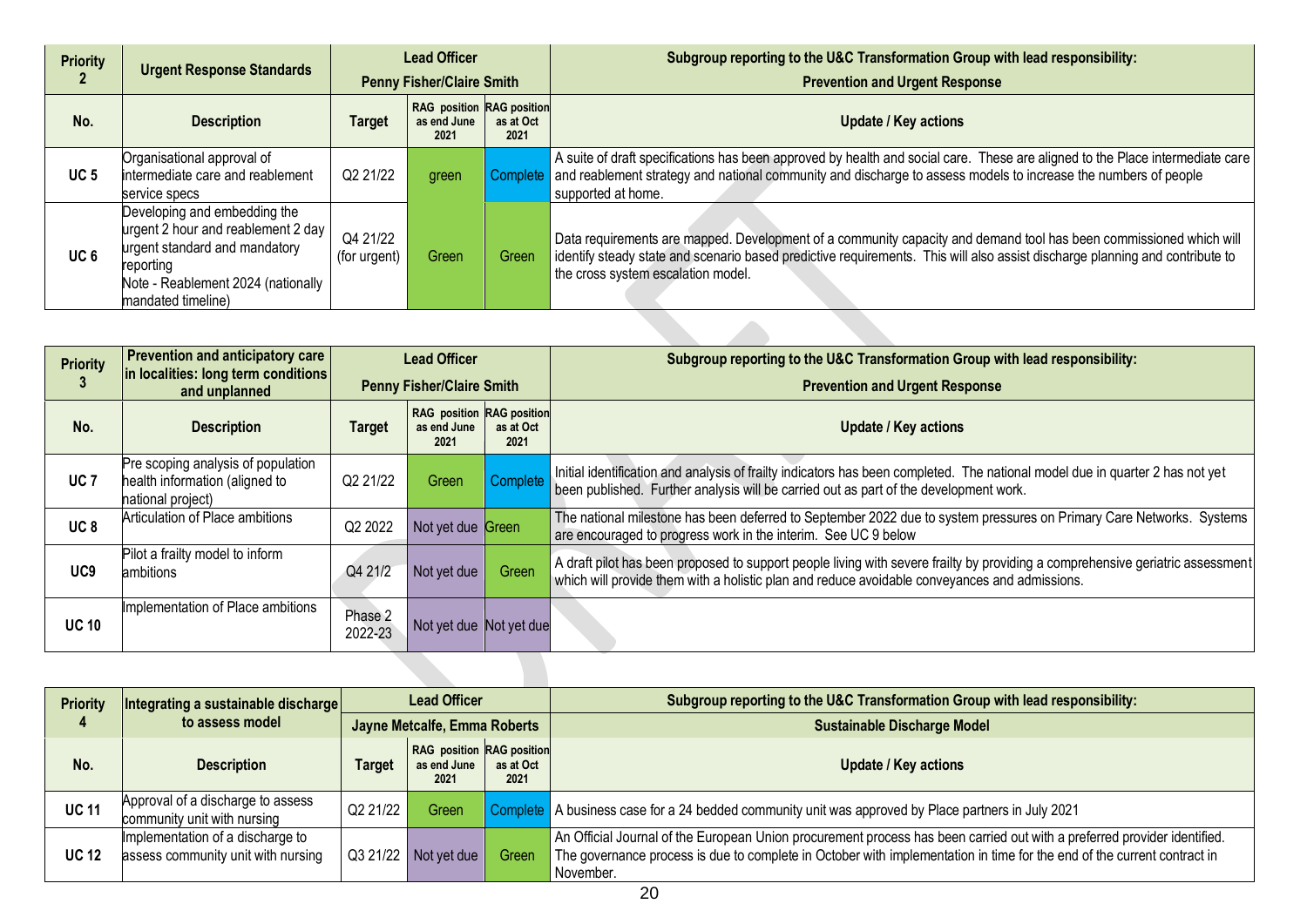| Priority 2 | Urgent Response Standards | Lead Officer | | | Subgroup reporting to the U&C Transformation Group with lead responsibility: |
|---|---|---|---|---|---|
| | | Penny Fisher/Claire Smith | | | Prevention and Urgent Response |
| **No.** | **Description** | **Target** | **RAG position as end June 2021** | **RAG position as at Oct 2021** | **Update / Key actions** |
| UC 5 | Organisational approval of intermediate care and reablement service specs | Q2 21/22 | green | Complete | A suite of draft specifications has been approved by health and social care. These are aligned to the Place intermediate care and reablement strategy and national community and discharge to assess models to increase the numbers of people supported at home. |
| UC 6 | Developing and embedding the urgent 2 hour and reablement 2 day urgent standard and mandatory reporting<br>Note - Reablement 2024 (nationally mandated timeline) | Q4 21/22 (for urgent) | Green | Green | Data requirements are mapped. Development of a community capacity and demand tool has been commissioned which will identify steady state and scenario based predictive requirements. This will also assist discharge planning and contribute to the cross system escalation model. |

| Priority 3 | Prevention and anticipatory care in localities: long term conditions and unplanned | Lead Officer | | | Subgroup reporting to the U&C Transformation Group with lead responsibility: |
|---|---|---|---|---|---|
| | | Penny Fisher/Claire Smith | | | Prevention and Urgent Response |
| **No.** | **Description** | **Target** | **RAG position as end June 2021** | **RAG position as at Oct 2021** | **Update / Key actions** |
| UC 7 | Pre scoping analysis of population health information (aligned to national project) | Q2 21/22 | Green | Complete | Initial identification and analysis of frailty indicators has been completed. The national model due in quarter 2 has not yet been published. Further analysis will be carried out as part of the development work. |
| UC 8 | Articulation of Place ambitions | Q2 2022 | Not yet due | Green | The national milestone has been deferred to September 2022 due to system pressures on Primary Care Networks. Systems are encouraged to progress work in the interim. See UC 9 below |
| UC9 | Pilot a frailty model to inform ambitions | Q4 21/2 | Not yet due | Green | A draft pilot has been proposed to support people living with severe frailty by providing a comprehensive geriatric assessment which will provide them with a holistic plan and reduce avoidable conveyances and admissions. |
| UC 10 | Implementation of Place ambitions | Phase 2 2022-23 | Not yet due | Not yet due | |

| Priority 4 | Integrating a sustainable discharge to assess model | Lead Officer | | | Subgroup reporting to the U&C Transformation Group with lead responsibility: |
|---|---|---|---|---|---|
| | | Jayne Metcalfe, Emma Roberts | | | Sustainable Discharge Model |
| **No.** | **Description** | **Target** | **RAG position as end June 2021** | **RAG position as at Oct 2021** | **Update / Key actions** |
| UC 11 | Approval of a discharge to assess community unit with nursing | Q2 21/22 | Green | Complete | A business case for a 24 bedded community unit was approved by Place partners in July 2021 |
| UC 12 | Implementation of a discharge to assess community unit with nursing | Q3 21/22 | Not yet due | Green | An Official Journal of the European Union procurement process has been carried out with a preferred provider identified. The governance process is due to complete in October with implementation in time for the end of the current contract in November. |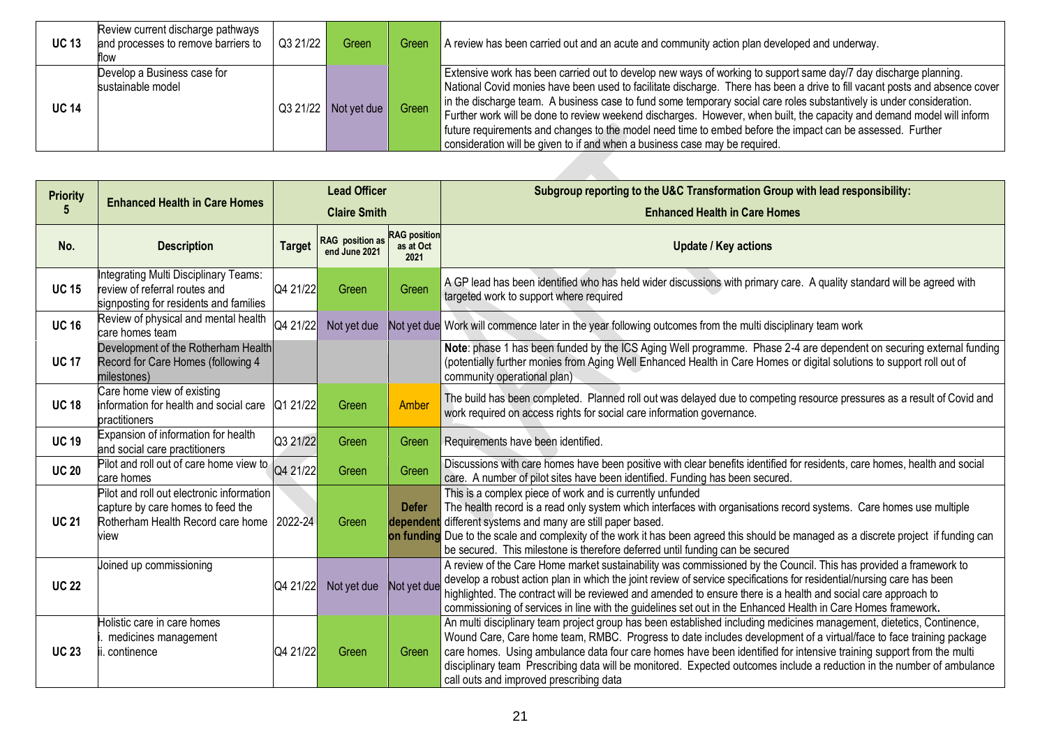| | | | | | |
|---|---|---|---|---|---|
| **UC 13** | Review current discharge pathways and processes to remove barriers to flow | Q3 21/22 | Green | Green | A review has been carried out and an acute and community action plan developed and underway. |
| **UC 14** | Develop a Business case for sustainable model | Q3 21/22 | Not yet due | Green | Extensive work has been carried out to develop new ways of working to support same day/7 day discharge planning. National Covid monies have been used to facilitate discharge. There has been a drive to fill vacant posts and absence cover in the discharge team. A business case to fund some temporary social care roles substantively is under consideration. Further work will be done to review weekend discharges. However, when built, the capacity and demand model will inform future requirements and changes to the model need time to embed before the impact can be assessed. Further consideration will be given to if and when a business case may be required. |

| **Priority 5** | **Enhanced Health in Care Homes** | **Lead Officer<br>Claire Smith** | | | **Subgroup reporting to the U&C Transformation Group with lead responsibility:<br>Enhanced Health in Care Homes** |
|---|---|---|---|---|---|
| **No.** | **Description** | **Target** | **RAG position as end June 2021** | **RAG position as at Oct 2021** | **Update / Key actions** |
| **UC 15** | Integrating Multi Disciplinary Teams: review of referral routes and signposting for residents and families | Q4 21/22 | Green | Green | A GP lead has been identified who has held wider discussions with primary care. A quality standard will be agreed with targeted work to support where required |
| **UC 16** | Review of physical and mental health care homes team | Q4 21/22 | Not yet due | Not yet due | Work will commence later in the year following outcomes from the multi disciplinary team work |
| **UC 17** | Development of the Rotherham Health Record for Care Homes (following 4 milestones) | | | | **Note**: phase 1 has been funded by the ICS Aging Well programme. Phase 2-4 are dependent on securing external funding (potentially further monies from Aging Well Enhanced Health in Care Homes or digital solutions to support roll out of community operational plan) |
| **UC 18** | Care home view of existing information for health and social care practitioners | Q1 21/22 | Green | Amber | The build has been completed. Planned roll out was delayed due to competing resource pressures as a result of Covid and work required on access rights for social care information governance. |
| **UC 19** | Expansion of information for health and social care practitioners | Q3 21/22 | Green | Green | Requirements have been identified. |
| **UC 20** | Pilot and roll out of care home view to care homes | Q4 21/22 | Green | Green | Discussions with care homes have been positive with clear benefits identified for residents, care homes, health and social care. A number of pilot sites have been identified. Funding has been secured. |
| **UC 21** | Pilot and roll out electronic information capture by care homes to feed the Rotherham Health Record care home view | 2022-24 | Green | **Defer dependent on funding** | This is a complex piece of work and is currently unfunded<br>The health record is a read only system which interfaces with organisations record systems. Care homes use multiple different systems and many are still paper based.<br>Due to the scale and complexity of the work it has been agreed this should be managed as a discrete project if funding can be secured. This milestone is therefore deferred until funding can be secured |
| **UC 22** | Joined up commissioning | Q4 21/22 | Not yet due | Not yet due | A review of the Care Home market sustainability was commissioned by the Council. This has provided a framework to develop a robust action plan in which the joint review of service specifications for residential/nursing care has been highlighted. The contract will be reviewed and amended to ensure there is a health and social care approach to commissioning of services in line with the guidelines set out in the Enhanced Health in Care Homes framework**.** |
| **UC 23** | Holistic care in care homes<br>i. medicines management<br>ii. continence | Q4 21/22 | Green | Green | An multi disciplinary team project group has been established including medicines management, dietetics, Continence, Wound Care, Care home team, RMBC. Progress to date includes development of a virtual/face to face training package care homes. Using ambulance data four care homes have been identified for intensive training support from the multi disciplinary team Prescribing data will be monitored. Expected outcomes include a reduction in the number of ambulance call outs and improved prescribing data |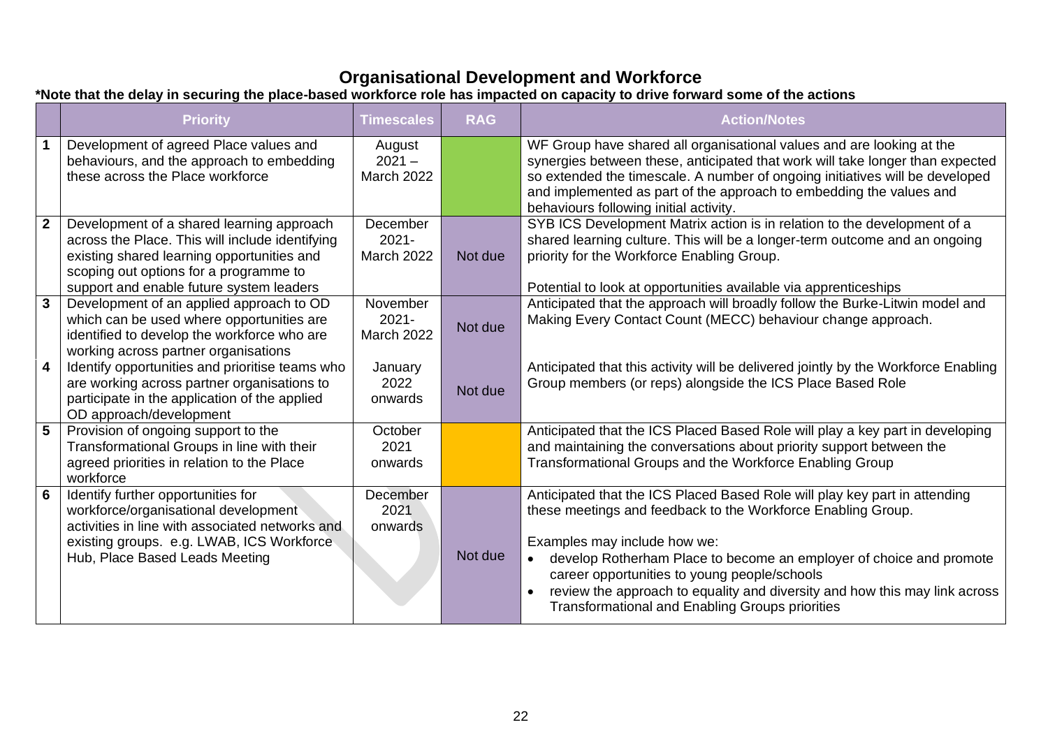# Organisational Development and Workforce

**\*Note that the delay in securing the place-based workforce role has impacted on capacity to drive forward some of the actions**

| | Priority | Timescales | RAG | Action/Notes |
|---|---|---|---|---|
| 1 | Development of agreed Place values and behaviours, and the approach to embedding these across the Place workforce | August 2021 – March 2022 | | WF Group have shared all organisational values and are looking at the synergies between these, anticipated that work will take longer than expected so extended the timescale. A number of ongoing initiatives will be developed and implemented as part of the approach to embedding the values and behaviours following initial activity. |
| 2 | Development of a shared learning approach across the Place. This will include identifying existing shared learning opportunities and scoping out options for a programme to support and enable future system leaders | December 2021- March 2022 | Not due | SYB ICS Development Matrix action is in relation to the development of a shared learning culture. This will be a longer-term outcome and an ongoing priority for the Workforce Enabling Group.<br><br>Potential to look at opportunities available via apprenticeships |
| 3 | Development of an applied approach to OD which can be used where opportunities are identified to develop the workforce who are working across partner organisations | November 2021- March 2022 | Not due | Anticipated that the approach will broadly follow the Burke-Litwin model and Making Every Contact Count (MECC) behaviour change approach. |
| 4 | Identify opportunities and prioritise teams who are working across partner organisations to participate in the application of the applied OD approach/development | January 2022 onwards | Not due | Anticipated that this activity will be delivered jointly by the Workforce Enabling Group members (or reps) alongside the ICS Place Based Role |
| 5 | Provision of ongoing support to the Transformational Groups in line with their agreed priorities in relation to the Place workforce | October 2021 onwards | | Anticipated that the ICS Placed Based Role will play a key part in developing and maintaining the conversations about priority support between the Transformational Groups and the Workforce Enabling Group |
| 6 | Identify further opportunities for workforce/organisational development activities in line with associated networks and existing groups. e.g. LWAB, ICS Workforce Hub, Place Based Leads Meeting | December 2021 onwards | Not due | Anticipated that the ICS Placed Based Role will play key part in attending these meetings and feedback to the Workforce Enabling Group.<br><br>Examples may include how we:<br>• develop Rotherham Place to become an employer of choice and promote career opportunities to young people/schools<br>• review the approach to equality and diversity and how this may link across Transformational and Enabling Groups priorities |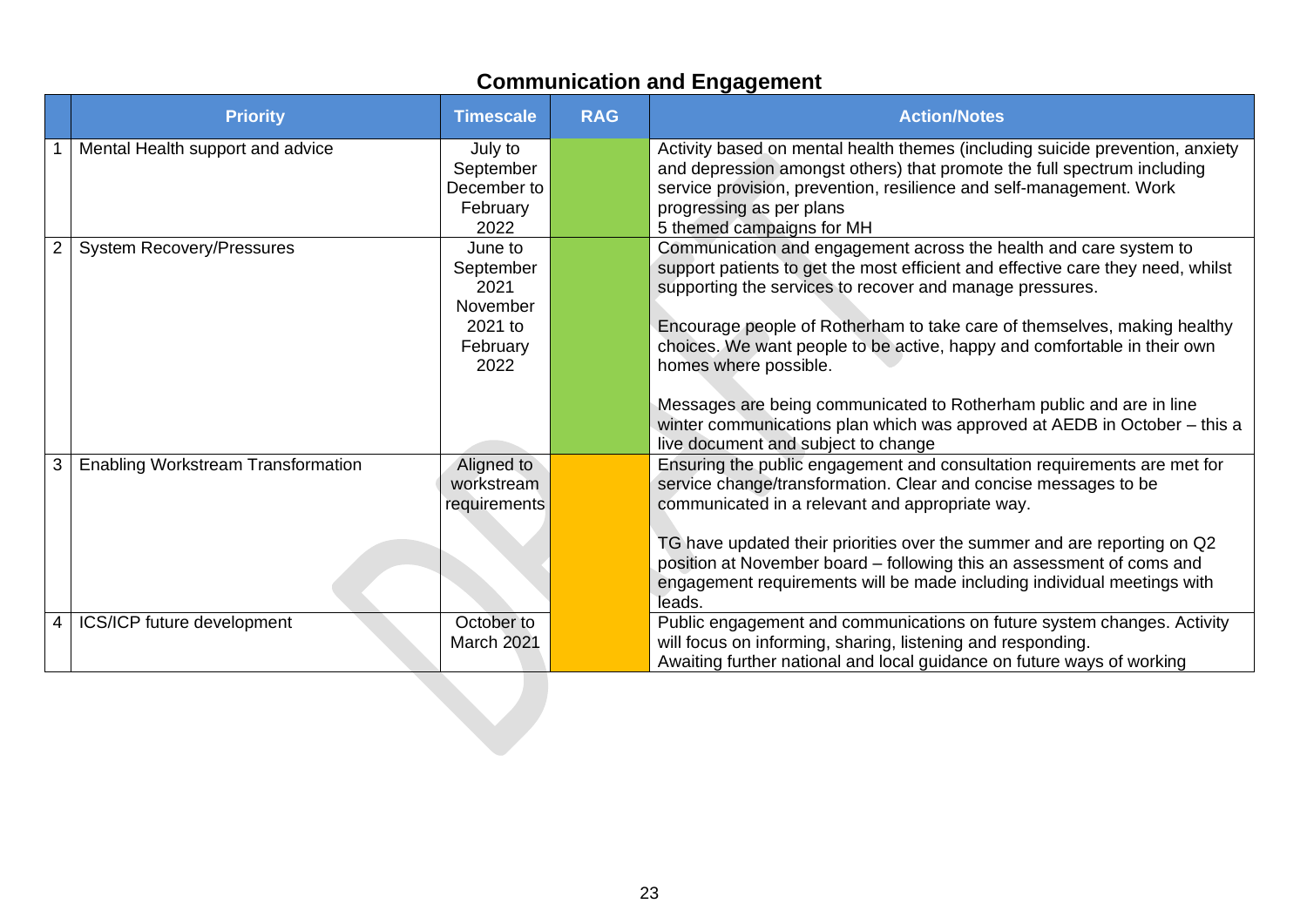## Communication and Engagement

| | Priority | Timescale | RAG | Action/Notes |
|---|---|---|---|---|
| 1 | Mental Health support and advice | July to September December to February 2022 | | Activity based on mental health themes (including suicide prevention, anxiety and depression amongst others) that promote the full spectrum including service provision, prevention, resilience and self-management. Work progressing as per plans<br>5 themed campaigns for MH |
| 2 | System Recovery/Pressures | June to September 2021 November 2021 to February 2022 | | Communication and engagement across the health and care system to support patients to get the most efficient and effective care they need, whilst supporting the services to recover and manage pressures.<br><br>Encourage people of Rotherham to take care of themselves, making healthy choices. We want people to be active, happy and comfortable in their own homes where possible.<br><br>Messages are being communicated to Rotherham public and are in line winter communications plan which was approved at AEDB in October – this a live document and subject to change |
| 3 | Enabling Workstream Transformation | Aligned to workstream requirements | | Ensuring the public engagement and consultation requirements are met for service change/transformation. Clear and concise messages to be communicated in a relevant and appropriate way.<br><br>TG have updated their priorities over the summer and are reporting on Q2 position at November board – following this an assessment of coms and engagement requirements will be made including individual meetings with leads. |
| 4 | ICS/ICP future development | October to March 2021 | | Public engagement and communications on future system changes. Activity will focus on informing, sharing, listening and responding.<br>Awaiting further national and local guidance on future ways of working |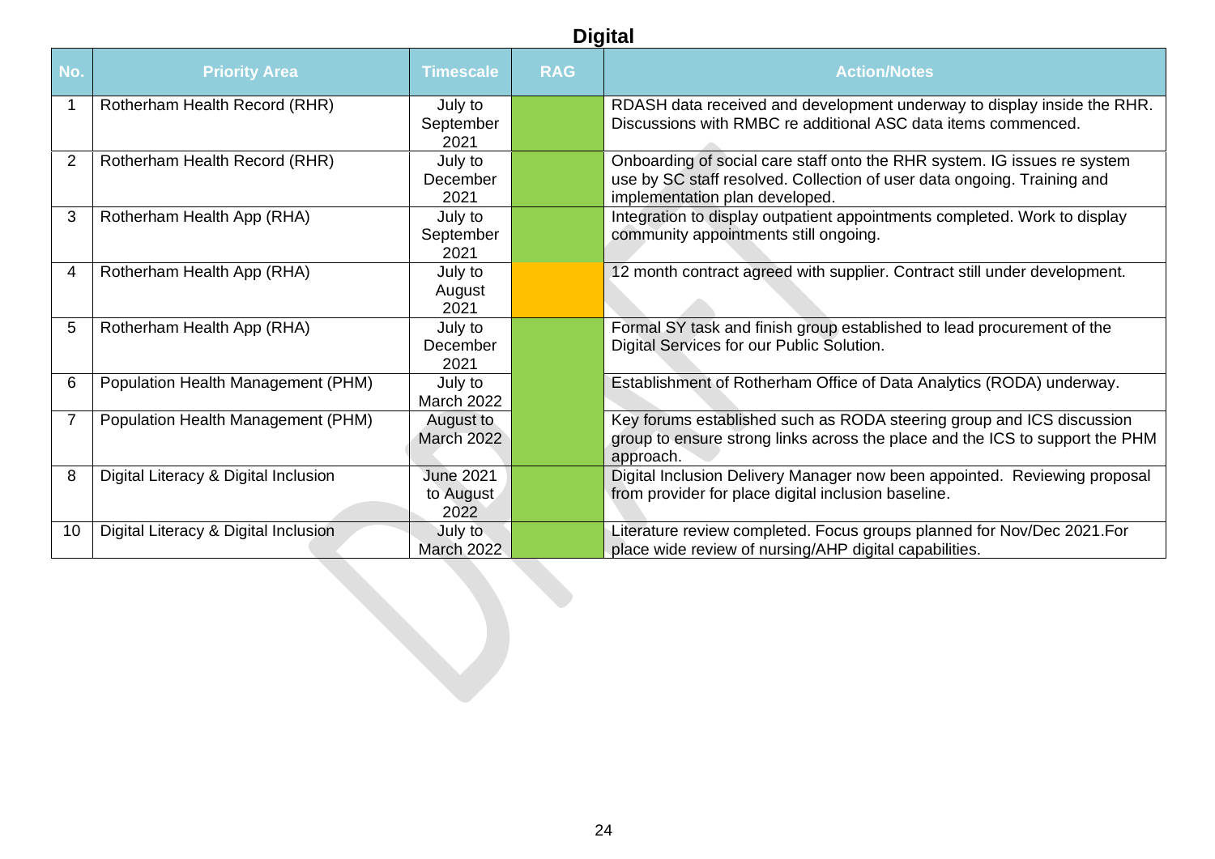## Digital

| No. | Priority Area | Timescale | RAG | Action/Notes |
|---|---|---|---|---|
| 1 | Rotherham Health Record (RHR) | July to September 2021 | Green | RDASH data received and development underway to display inside the RHR. Discussions with RMBC re additional ASC data items commenced. |
| 2 | Rotherham Health Record (RHR) | July to December 2021 | Green | Onboarding of social care staff onto the RHR system. IG issues re system use by SC staff resolved. Collection of user data ongoing. Training and implementation plan developed. |
| 3 | Rotherham Health App (RHA) | July to September 2021 | Green | Integration to display outpatient appointments completed. Work to display community appointments still ongoing. |
| 4 | Rotherham Health App (RHA) | July to August 2021 | Amber | 12 month contract agreed with supplier. Contract still under development. |
| 5 | Rotherham Health App (RHA) | July to December 2021 | Green | Formal SY task and finish group established to lead procurement of the Digital Services for our Public Solution. |
| 6 | Population Health Management (PHM) | July to March 2022 | Green | Establishment of Rotherham Office of Data Analytics (RODA) underway. |
| 7 | Population Health Management (PHM) | August to March 2022 | Green | Key forums established such as RODA steering group and ICS discussion group to ensure strong links across the place and the ICS to support the PHM approach. |
| 8 | Digital Literacy & Digital Inclusion | June 2021 to August 2022 | Green | Digital Inclusion Delivery Manager now been appointed. Reviewing proposal from provider for place digital inclusion baseline. |
| 10 | Digital Literacy & Digital Inclusion | July to March 2022 | Green | Literature review completed. Focus groups planned for Nov/Dec 2021.For place wide review of nursing/AHP digital capabilities. |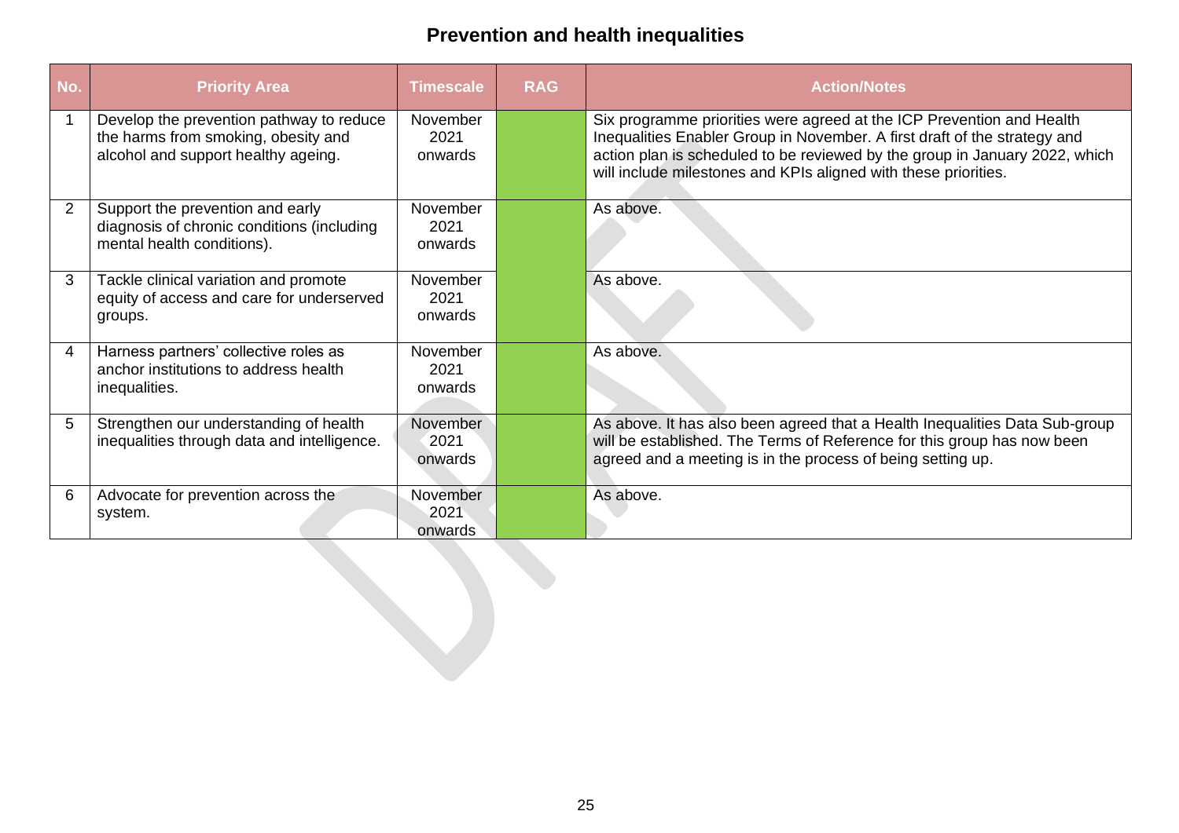## Prevention and health inequalities

| No. | Priority Area | Timescale | RAG | Action/Notes |
|---|---|---|---|---|
| 1 | Develop the prevention pathway to reduce the harms from smoking, obesity and alcohol and support healthy ageing. | November 2021 onwards | | Six programme priorities were agreed at the ICP Prevention and Health Inequalities Enabler Group in November. A first draft of the strategy and action plan is scheduled to be reviewed by the group in January 2022, which will include milestones and KPIs aligned with these priorities. |
| 2 | Support the prevention and early diagnosis of chronic conditions (including mental health conditions). | November 2021 onwards | | As above. |
| 3 | Tackle clinical variation and promote equity of access and care for underserved groups. | November 2021 onwards | | As above. |
| 4 | Harness partners' collective roles as anchor institutions to address health inequalities. | November 2021 onwards | | As above. |
| 5 | Strengthen our understanding of health inequalities through data and intelligence. | November 2021 onwards | | As above. It has also been agreed that a Health Inequalities Data Sub-group will be established. The Terms of Reference for this group has now been agreed and a meeting is in the process of being setting up. |
| 6 | Advocate for prevention across the system. | November 2021 onwards | | As above. |